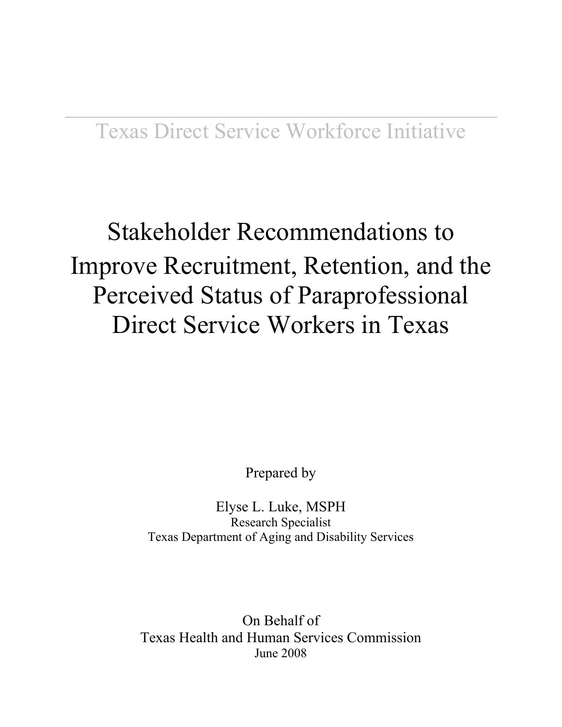Texas Direct Service Workforce Initiative

# Stakeholder Recommendations to Improve Recruitment, Retention, and the Perceived Status of Paraprofessional Direct Service Workers in Texas

Prepared by

Elyse L. Luke, MSPH
Research Specialist
Texas Department of Aging and Disability Services

On Behalf of
Texas Health and Human Services Commission
June 2008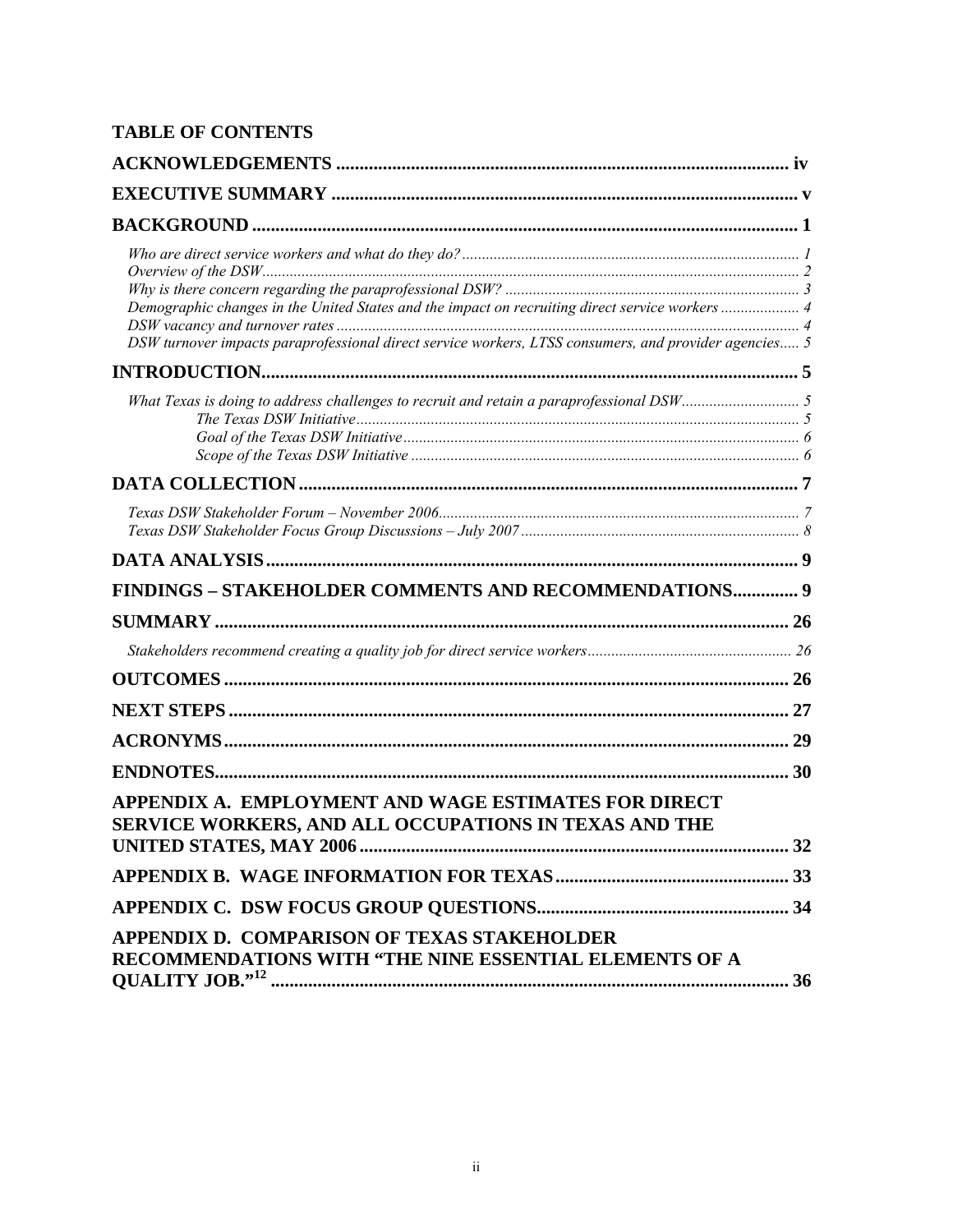## TABLE OF CONTENTS

**ACKNOWLEDGEMENTS** ..... iv

**EXECUTIVE SUMMARY** ..... v

**BACKGROUND** ..... 1

*Who are direct service workers and what do they do?* ..... 1
*Overview of the DSW* ..... 2
*Why is there concern regarding the paraprofessional DSW?* ..... 3
*Demographic changes in the United States and the impact on recruiting direct service workers* ..... 4
*DSW vacancy and turnover rates* ..... 4
*DSW turnover impacts paraprofessional direct service workers, LTSS consumers, and provider agencies* ..... 5

**INTRODUCTION** ..... 5

*What Texas is doing to address challenges to recruit and retain a paraprofessional DSW* ..... 5
- *The Texas DSW Initiative* ..... 5
- *Goal of the Texas DSW Initiative* ..... 6
- *Scope of the Texas DSW Initiative* ..... 6

**DATA COLLECTION** ..... 7

*Texas DSW Stakeholder Forum – November 2006* ..... 7
*Texas DSW Stakeholder Focus Group Discussions – July 2007* ..... 8

**DATA ANALYSIS** ..... 9

**FINDINGS – STAKEHOLDER COMMENTS AND RECOMMENDATIONS** ..... 9

**SUMMARY** ..... 26

*Stakeholders recommend creating a quality job for direct service workers* ..... 26

**OUTCOMES** ..... 26

**NEXT STEPS** ..... 27

**ACRONYMS** ..... 29

**ENDNOTES** ..... 30

**APPENDIX A. EMPLOYMENT AND WAGE ESTIMATES FOR DIRECT SERVICE WORKERS, AND ALL OCCUPATIONS IN TEXAS AND THE UNITED STATES, MAY 2006** ..... 32

**APPENDIX B. WAGE INFORMATION FOR TEXAS** ..... 33

**APPENDIX C. DSW FOCUS GROUP QUESTIONS** ..... 34

**APPENDIX D. COMPARISON OF TEXAS STAKEHOLDER RECOMMENDATIONS WITH "THE NINE ESSENTIAL ELEMENTS OF A QUALITY JOB."[12]** ..... 36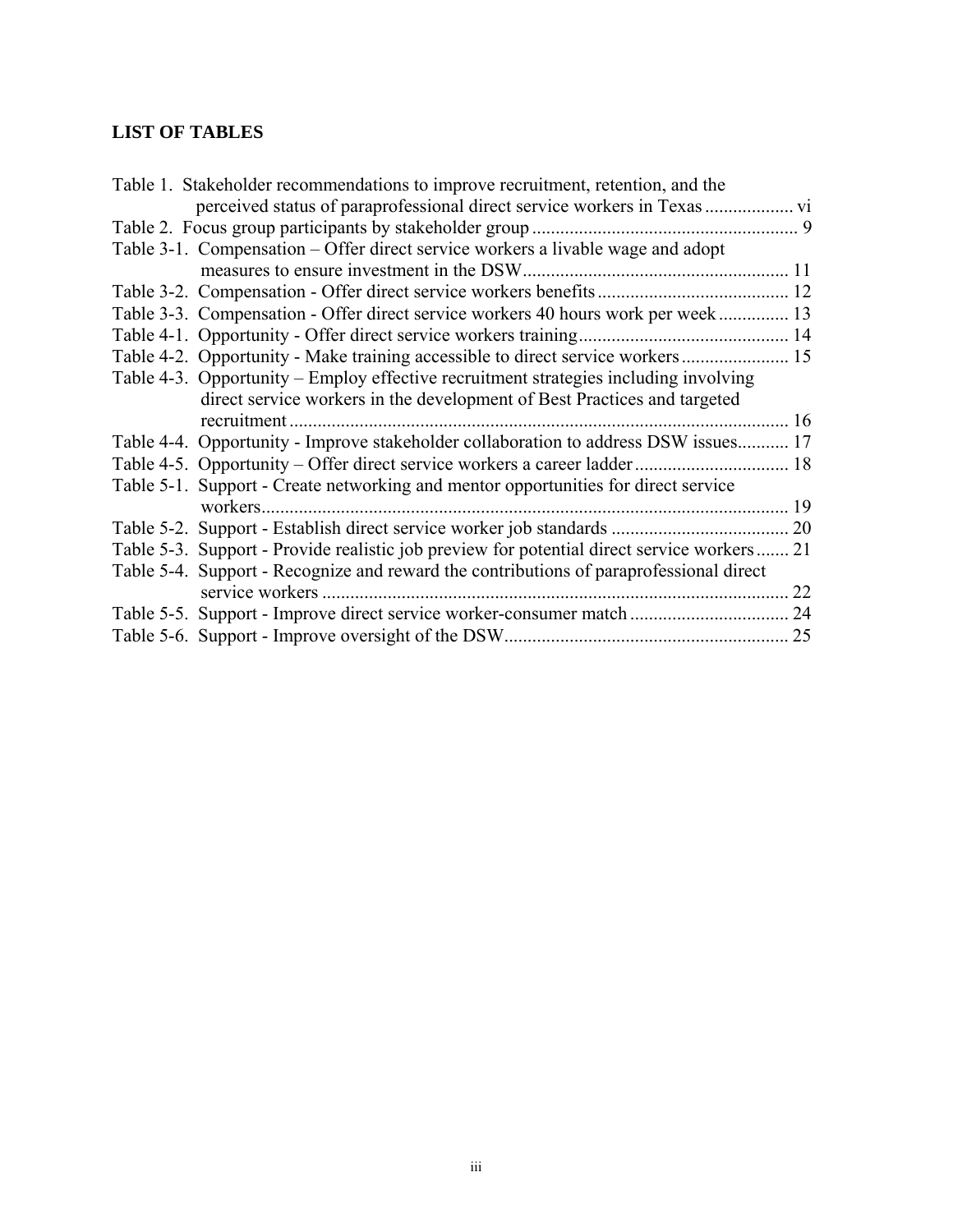## LIST OF TABLES

Table 1. Stakeholder recommendations to improve recruitment, retention, and the perceived status of paraprofessional direct service workers in Texas .................. vi

Table 2. Focus group participants by stakeholder group ........................................................ 9

Table 3-1. Compensation – Offer direct service workers a livable wage and adopt measures to ensure investment in the DSW........................................................ 11

Table 3-2. Compensation - Offer direct service workers benefits......................................... 12

Table 3-3. Compensation - Offer direct service workers 40 hours work per week............... 13

Table 4-1. Opportunity - Offer direct service workers training............................................ 14

Table 4-2. Opportunity - Make training accessible to direct service workers....................... 15

Table 4-3. Opportunity – Employ effective recruitment strategies including involving direct service workers in the development of Best Practices and targeted recruitment ........................................................................................................... 16

Table 4-4. Opportunity - Improve stakeholder collaboration to address DSW issues........... 17

Table 4-5. Opportunity – Offer direct service workers a career ladder................................. 18

Table 5-1. Support - Create networking and mentor opportunities for direct service workers................................................................................................................ 19

Table 5-2. Support - Establish direct service worker job standards ...................................... 20

Table 5-3. Support - Provide realistic job preview for potential direct service workers....... 21

Table 5-4. Support - Recognize and reward the contributions of paraprofessional direct service workers ................................................................................................... 22

Table 5-5. Support - Improve direct service worker-consumer match .................................. 24

Table 5-6. Support - Improve oversight of the DSW............................................................ 25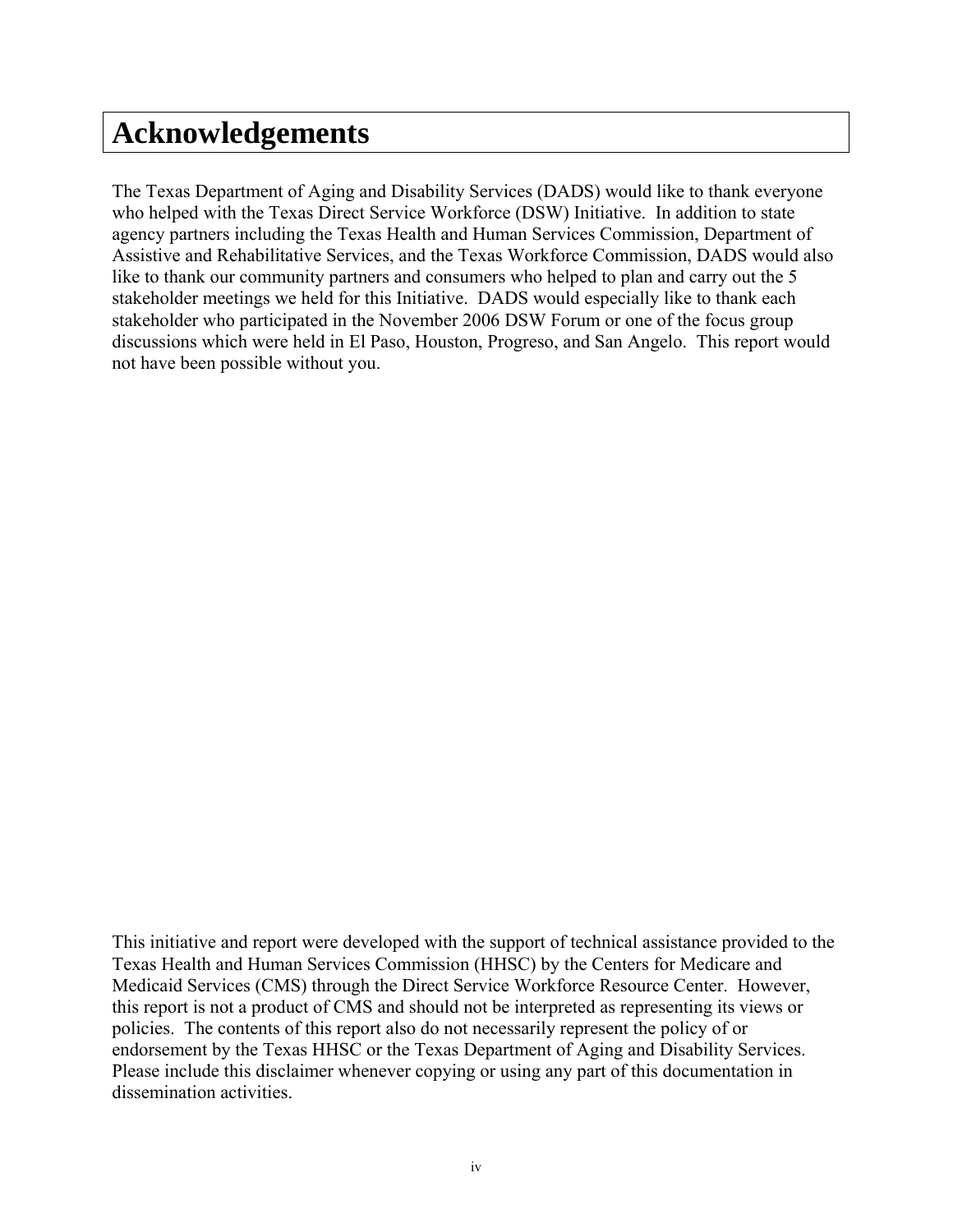# Acknowledgements

The Texas Department of Aging and Disability Services (DADS) would like to thank everyone who helped with the Texas Direct Service Workforce (DSW) Initiative. In addition to state agency partners including the Texas Health and Human Services Commission, Department of Assistive and Rehabilitative Services, and the Texas Workforce Commission, DADS would also like to thank our community partners and consumers who helped to plan and carry out the 5 stakeholder meetings we held for this Initiative. DADS would especially like to thank each stakeholder who participated in the November 2006 DSW Forum or one of the focus group discussions which were held in El Paso, Houston, Progreso, and San Angelo. This report would not have been possible without you.

This initiative and report were developed with the support of technical assistance provided to the Texas Health and Human Services Commission (HHSC) by the Centers for Medicare and Medicaid Services (CMS) through the Direct Service Workforce Resource Center. However, this report is not a product of CMS and should not be interpreted as representing its views or policies. The contents of this report also do not necessarily represent the policy of or endorsement by the Texas HHSC or the Texas Department of Aging and Disability Services. Please include this disclaimer whenever copying or using any part of this documentation in dissemination activities.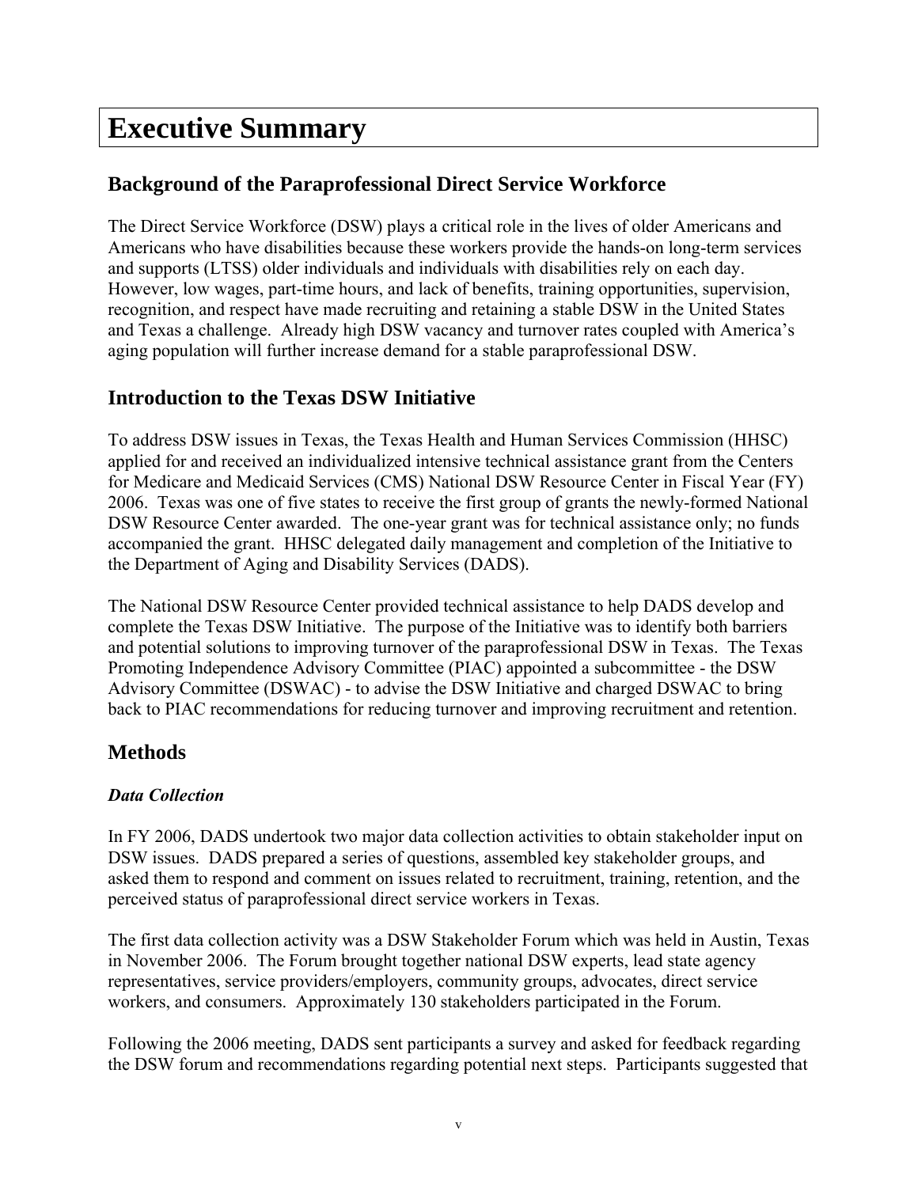# Executive Summary

## Background of the Paraprofessional Direct Service Workforce

The Direct Service Workforce (DSW) plays a critical role in the lives of older Americans and Americans who have disabilities because these workers provide the hands-on long-term services and supports (LTSS) older individuals and individuals with disabilities rely on each day. However, low wages, part-time hours, and lack of benefits, training opportunities, supervision, recognition, and respect have made recruiting and retaining a stable DSW in the United States and Texas a challenge. Already high DSW vacancy and turnover rates coupled with America's aging population will further increase demand for a stable paraprofessional DSW.

## Introduction to the Texas DSW Initiative

To address DSW issues in Texas, the Texas Health and Human Services Commission (HHSC) applied for and received an individualized intensive technical assistance grant from the Centers for Medicare and Medicaid Services (CMS) National DSW Resource Center in Fiscal Year (FY) 2006. Texas was one of five states to receive the first group of grants the newly-formed National DSW Resource Center awarded. The one-year grant was for technical assistance only; no funds accompanied the grant. HHSC delegated daily management and completion of the Initiative to the Department of Aging and Disability Services (DADS).

The National DSW Resource Center provided technical assistance to help DADS develop and complete the Texas DSW Initiative. The purpose of the Initiative was to identify both barriers and potential solutions to improving turnover of the paraprofessional DSW in Texas. The Texas Promoting Independence Advisory Committee (PIAC) appointed a subcommittee - the DSW Advisory Committee (DSWAC) - to advise the DSW Initiative and charged DSWAC to bring back to PIAC recommendations for reducing turnover and improving recruitment and retention.

## Methods

### *Data Collection*

In FY 2006, DADS undertook two major data collection activities to obtain stakeholder input on DSW issues. DADS prepared a series of questions, assembled key stakeholder groups, and asked them to respond and comment on issues related to recruitment, training, retention, and the perceived status of paraprofessional direct service workers in Texas.

The first data collection activity was a DSW Stakeholder Forum which was held in Austin, Texas in November 2006. The Forum brought together national DSW experts, lead state agency representatives, service providers/employers, community groups, advocates, direct service workers, and consumers. Approximately 130 stakeholders participated in the Forum.

Following the 2006 meeting, DADS sent participants a survey and asked for feedback regarding the DSW forum and recommendations regarding potential next steps. Participants suggested that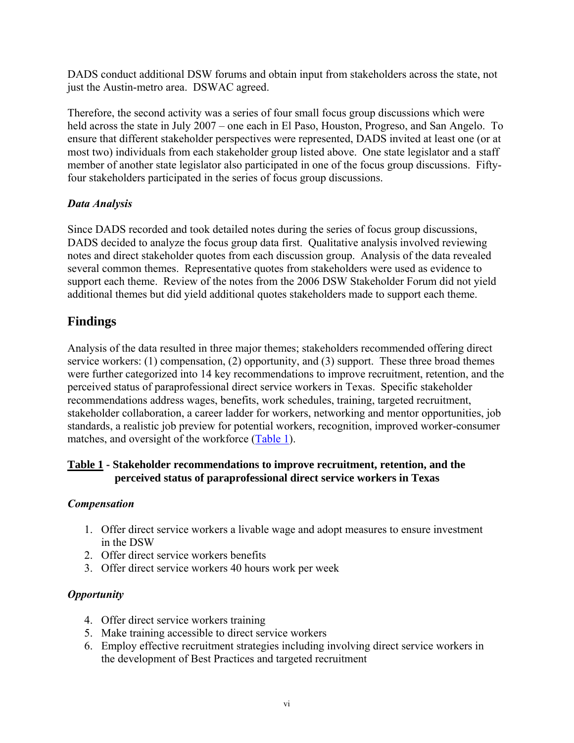DADS conduct additional DSW forums and obtain input from stakeholders across the state, not just the Austin-metro area. DSWAC agreed.

Therefore, the second activity was a series of four small focus group discussions which were held across the state in July 2007 – one each in El Paso, Houston, Progreso, and San Angelo. To ensure that different stakeholder perspectives were represented, DADS invited at least one (or at most two) individuals from each stakeholder group listed above. One state legislator and a staff member of another state legislator also participated in one of the focus group discussions. Fifty-four stakeholders participated in the series of focus group discussions.

### *Data Analysis*

Since DADS recorded and took detailed notes during the series of focus group discussions, DADS decided to analyze the focus group data first. Qualitative analysis involved reviewing notes and direct stakeholder quotes from each discussion group. Analysis of the data revealed several common themes. Representative quotes from stakeholders were used as evidence to support each theme. Review of the notes from the 2006 DSW Stakeholder Forum did not yield additional themes but did yield additional quotes stakeholders made to support each theme.

## Findings

Analysis of the data resulted in three major themes; stakeholders recommended offering direct service workers: (1) compensation, (2) opportunity, and (3) support. These three broad themes were further categorized into 14 key recommendations to improve recruitment, retention, and the perceived status of paraprofessional direct service workers in Texas. Specific stakeholder recommendations address wages, benefits, work schedules, training, targeted recruitment, stakeholder collaboration, a career ladder for workers, networking and mentor opportunities, job standards, a realistic job preview for potential workers, recognition, improved worker-consumer matches, and oversight of the workforce (Table 1).

**Table 1 - Stakeholder recommendations to improve recruitment, retention, and the perceived status of paraprofessional direct service workers in Texas**

### *Compensation*

1. Offer direct service workers a livable wage and adopt measures to ensure investment in the DSW
2. Offer direct service workers benefits
3. Offer direct service workers 40 hours work per week

### *Opportunity*

4. Offer direct service workers training
5. Make training accessible to direct service workers
6. Employ effective recruitment strategies including involving direct service workers in the development of Best Practices and targeted recruitment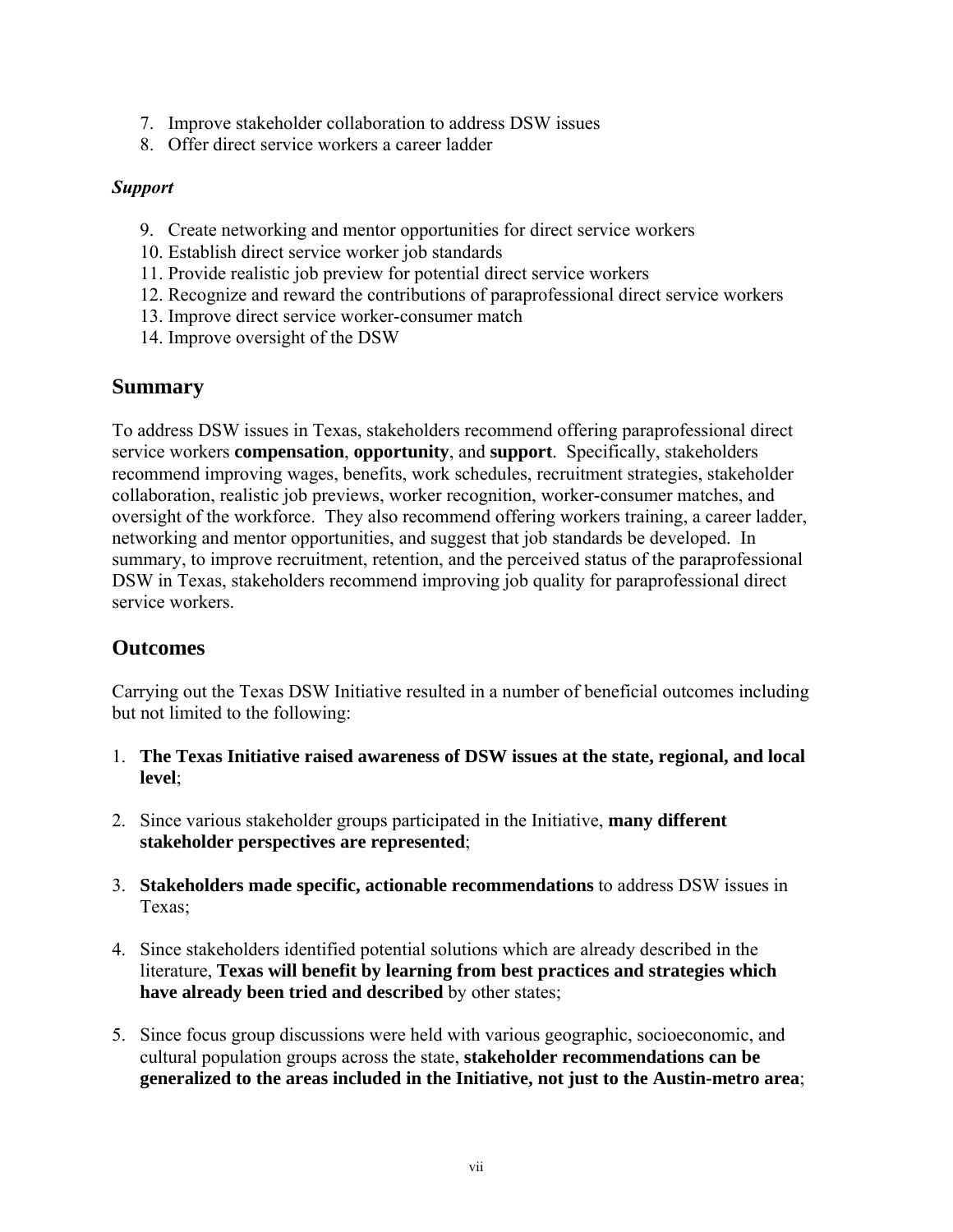7. Improve stakeholder collaboration to address DSW issues
8. Offer direct service workers a career ladder

***Support***

9. Create networking and mentor opportunities for direct service workers
10. Establish direct service worker job standards
11. Provide realistic job preview for potential direct service workers
12. Recognize and reward the contributions of paraprofessional direct service workers
13. Improve direct service worker-consumer match
14. Improve oversight of the DSW

## Summary

To address DSW issues in Texas, stakeholders recommend offering paraprofessional direct service workers **compensation**, **opportunity**, and **support**. Specifically, stakeholders recommend improving wages, benefits, work schedules, recruitment strategies, stakeholder collaboration, realistic job previews, worker recognition, worker-consumer matches, and oversight of the workforce. They also recommend offering workers training, a career ladder, networking and mentor opportunities, and suggest that job standards be developed. In summary, to improve recruitment, retention, and the perceived status of the paraprofessional DSW in Texas, stakeholders recommend improving job quality for paraprofessional direct service workers.

## Outcomes

Carrying out the Texas DSW Initiative resulted in a number of beneficial outcomes including but not limited to the following:

1. **The Texas Initiative raised awareness of DSW issues at the state, regional, and local level**;

2. Since various stakeholder groups participated in the Initiative, **many different stakeholder perspectives are represented**;

3. **Stakeholders made specific, actionable recommendations** to address DSW issues in Texas;

4. Since stakeholders identified potential solutions which are already described in the literature, **Texas will benefit by learning from best practices and strategies which have already been tried and described** by other states;

5. Since focus group discussions were held with various geographic, socioeconomic, and cultural population groups across the state, **stakeholder recommendations can be generalized to the areas included in the Initiative, not just to the Austin-metro area**;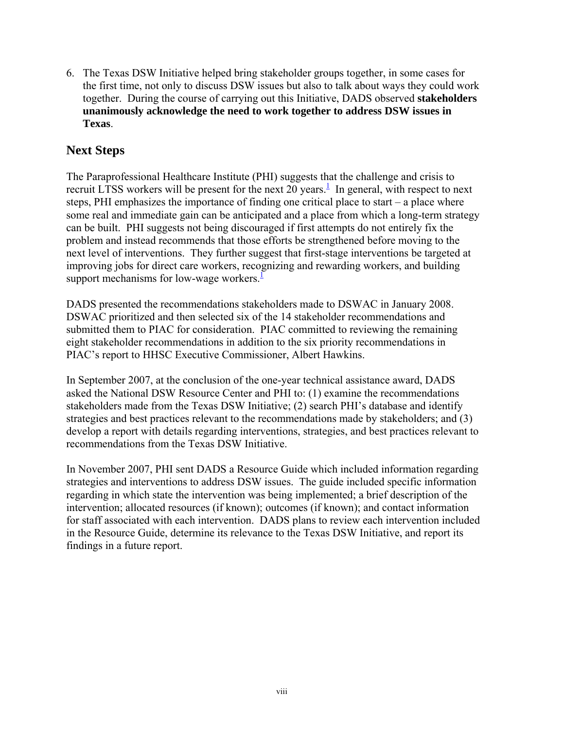6. The Texas DSW Initiative helped bring stakeholder groups together, in some cases for the first time, not only to discuss DSW issues but also to talk about ways they could work together. During the course of carrying out this Initiative, DADS observed **stakeholders unanimously acknowledge the need to work together to address DSW issues in Texas**.

## Next Steps

The Paraprofessional Healthcare Institute (PHI) suggests that the challenge and crisis to recruit LTSS workers will be present for the next 20 years.[1] In general, with respect to next steps, PHI emphasizes the importance of finding one critical place to start – a place where some real and immediate gain can be anticipated and a place from which a long-term strategy can be built. PHI suggests not being discouraged if first attempts do not entirely fix the problem and instead recommends that those efforts be strengthened before moving to the next level of interventions. They further suggest that first-stage interventions be targeted at improving jobs for direct care workers, recognizing and rewarding workers, and building support mechanisms for low-wage workers.[1]

DADS presented the recommendations stakeholders made to DSWAC in January 2008. DSWAC prioritized and then selected six of the 14 stakeholder recommendations and submitted them to PIAC for consideration. PIAC committed to reviewing the remaining eight stakeholder recommendations in addition to the six priority recommendations in PIAC's report to HHSC Executive Commissioner, Albert Hawkins.

In September 2007, at the conclusion of the one-year technical assistance award, DADS asked the National DSW Resource Center and PHI to: (1) examine the recommendations stakeholders made from the Texas DSW Initiative; (2) search PHI's database and identify strategies and best practices relevant to the recommendations made by stakeholders; and (3) develop a report with details regarding interventions, strategies, and best practices relevant to recommendations from the Texas DSW Initiative.

In November 2007, PHI sent DADS a Resource Guide which included information regarding strategies and interventions to address DSW issues. The guide included specific information regarding in which state the intervention was being implemented; a brief description of the intervention; allocated resources (if known); outcomes (if known); and contact information for staff associated with each intervention. DADS plans to review each intervention included in the Resource Guide, determine its relevance to the Texas DSW Initiative, and report its findings in a future report.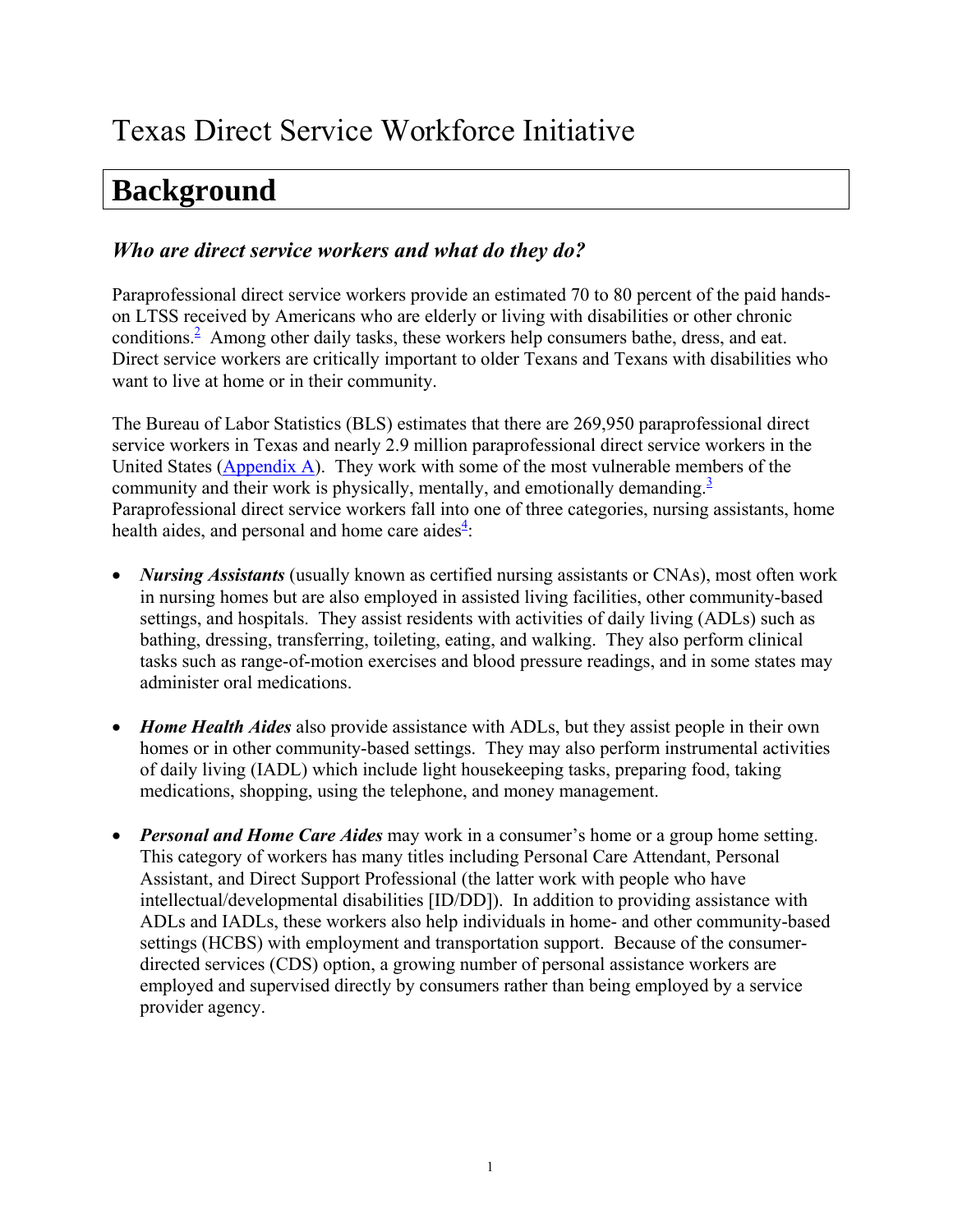# Texas Direct Service Workforce Initiative

## Background

### *Who are direct service workers and what do they do?*

Paraprofessional direct service workers provide an estimated 70 to 80 percent of the paid hands-on LTSS received by Americans who are elderly or living with disabilities or other chronic conditions.[2] Among other daily tasks, these workers help consumers bathe, dress, and eat. Direct service workers are critically important to older Texans and Texans with disabilities who want to live at home or in their community.

The Bureau of Labor Statistics (BLS) estimates that there are 269,950 paraprofessional direct service workers in Texas and nearly 2.9 million paraprofessional direct service workers in the United States (Appendix A). They work with some of the most vulnerable members of the community and their work is physically, mentally, and emotionally demanding.[3] Paraprofessional direct service workers fall into one of three categories, nursing assistants, home health aides, and personal and home care aides[4]:

- ***Nursing Assistants*** (usually known as certified nursing assistants or CNAs), most often work in nursing homes but are also employed in assisted living facilities, other community-based settings, and hospitals. They assist residents with activities of daily living (ADLs) such as bathing, dressing, transferring, toileting, eating, and walking. They also perform clinical tasks such as range-of-motion exercises and blood pressure readings, and in some states may administer oral medications.

- ***Home Health Aides*** also provide assistance with ADLs, but they assist people in their own homes or in other community-based settings. They may also perform instrumental activities of daily living (IADL) which include light housekeeping tasks, preparing food, taking medications, shopping, using the telephone, and money management.

- ***Personal and Home Care Aides*** may work in a consumer's home or a group home setting. This category of workers has many titles including Personal Care Attendant, Personal Assistant, and Direct Support Professional (the latter work with people who have intellectual/developmental disabilities [ID/DD]). In addition to providing assistance with ADLs and IADLs, these workers also help individuals in home- and other community-based settings (HCBS) with employment and transportation support. Because of the consumer-directed services (CDS) option, a growing number of personal assistance workers are employed and supervised directly by consumers rather than being employed by a service provider agency.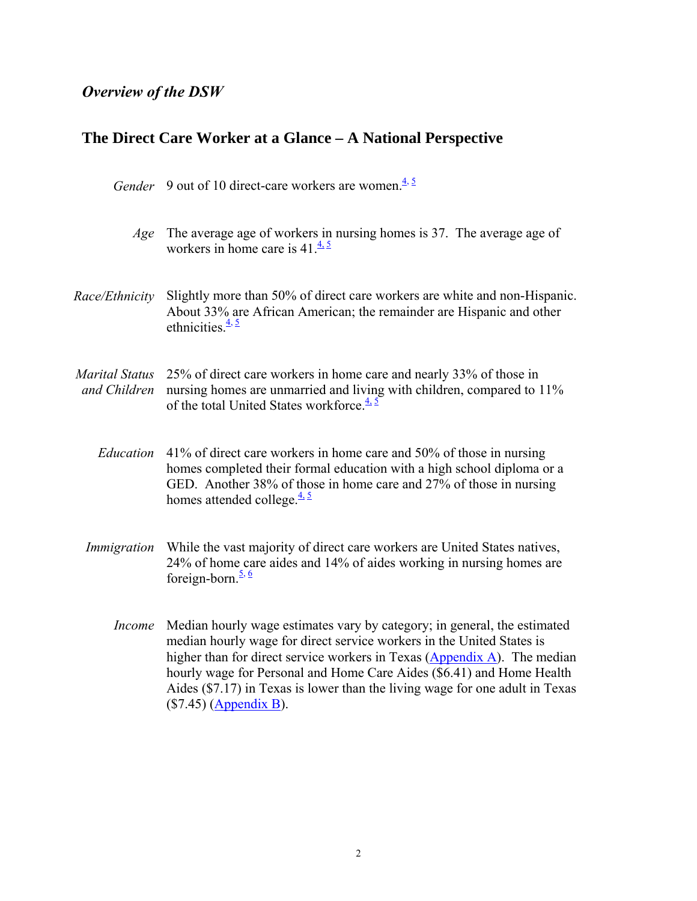*Overview of the DSW*

## The Direct Care Worker at a Glance – A National Perspective

*Gender* 9 out of 10 direct-care workers are women.[4, 5]

*Age* The average age of workers in nursing homes is 37. The average age of workers in home care is 41.[4, 5]

*Race/Ethnicity* Slightly more than 50% of direct care workers are white and non-Hispanic. About 33% are African American; the remainder are Hispanic and other ethnicities.[4, 5]

*Marital Status and Children* 25% of direct care workers in home care and nearly 33% of those in nursing homes are unmarried and living with children, compared to 11% of the total United States workforce.[4, 5]

*Education* 41% of direct care workers in home care and 50% of those in nursing homes completed their formal education with a high school diploma or a GED. Another 38% of those in home care and 27% of those in nursing homes attended college.[4, 5]

*Immigration* While the vast majority of direct care workers are United States natives, 24% of home care aides and 14% of aides working in nursing homes are foreign-born.[5, 6]

*Income* Median hourly wage estimates vary by category; in general, the estimated median hourly wage for direct service workers in the United States is higher than for direct service workers in Texas (Appendix A). The median hourly wage for Personal and Home Care Aides ($6.41) and Home Health Aides ($7.17) in Texas is lower than the living wage for one adult in Texas ($7.45) (Appendix B).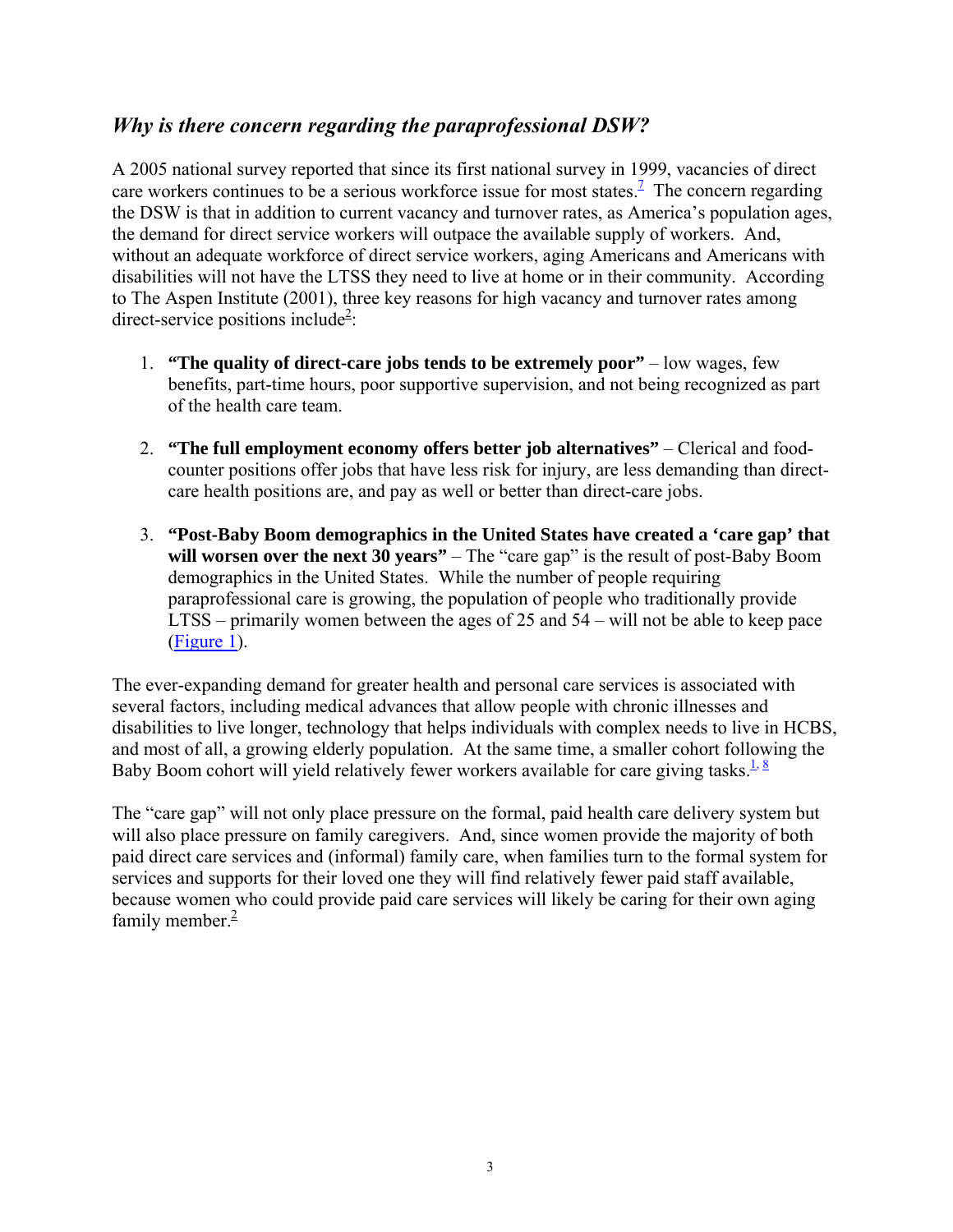## *Why is there concern regarding the paraprofessional DSW?*

A 2005 national survey reported that since its first national survey in 1999, vacancies of direct care workers continues to be a serious workforce issue for most states.[7] The concern regarding the DSW is that in addition to current vacancy and turnover rates, as America's population ages, the demand for direct service workers will outpace the available supply of workers. And, without an adequate workforce of direct service workers, aging Americans and Americans with disabilities will not have the LTSS they need to live at home or in their community. According to The Aspen Institute (2001), three key reasons for high vacancy and turnover rates among direct-service positions include[2]:

1. **"The quality of direct-care jobs tends to be extremely poor"** – low wages, few benefits, part-time hours, poor supportive supervision, and not being recognized as part of the health care team.

2. **"The full employment economy offers better job alternatives"** – Clerical and food-counter positions offer jobs that have less risk for injury, are less demanding than direct-care health positions are, and pay as well or better than direct-care jobs.

3. **"Post-Baby Boom demographics in the United States have created a 'care gap' that will worsen over the next 30 years"** – The "care gap" is the result of post-Baby Boom demographics in the United States. While the number of people requiring paraprofessional care is growing, the population of people who traditionally provide LTSS – primarily women between the ages of 25 and 54 – will not be able to keep pace (Figure 1).

The ever-expanding demand for greater health and personal care services is associated with several factors, including medical advances that allow people with chronic illnesses and disabilities to live longer, technology that helps individuals with complex needs to live in HCBS, and most of all, a growing elderly population. At the same time, a smaller cohort following the Baby Boom cohort will yield relatively fewer workers available for care giving tasks.[1, 8]

The "care gap" will not only place pressure on the formal, paid health care delivery system but will also place pressure on family caregivers. And, since women provide the majority of both paid direct care services and (informal) family care, when families turn to the formal system for services and supports for their loved one they will find relatively fewer paid staff available, because women who could provide paid care services will likely be caring for their own aging family member.[2]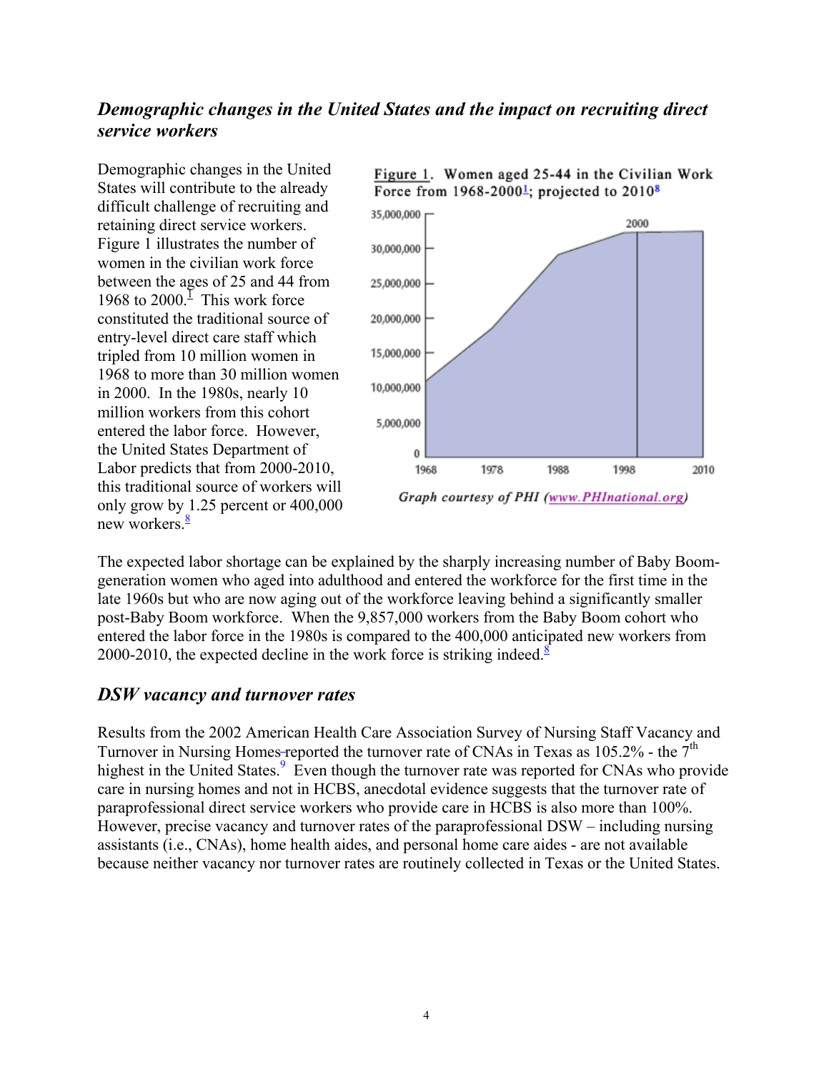## *Demographic changes in the United States and the impact on recruiting direct service workers*

Demographic changes in the United States will contribute to the already difficult challenge of recruiting and retaining direct service workers. Figure 1 illustrates the number of women in the civilian work force between the ages of 25 and 44 from 1968 to 2000.[1] This work force constituted the traditional source of entry-level direct care staff which tripled from 10 million women in 1968 to more than 30 million women in 2000. In the 1980s, nearly 10 million workers from this cohort entered the labor force. However, the United States Department of Labor predicts that from 2000-2010, this traditional source of workers will only grow by 1.25 percent or 400,000 new workers.[8]

Figure 1. Women aged 25-44 in the Civilian Work Force from 1968-2000[1]; projected to 2010[8]

*Graph courtesy of PHI (www.PHInational.org)*

The expected labor shortage can be explained by the sharply increasing number of Baby Boom-generation women who aged into adulthood and entered the workforce for the first time in the late 1960s but who are now aging out of the workforce leaving behind a significantly smaller post-Baby Boom workforce. When the 9,857,000 workers from the Baby Boom cohort who entered the labor force in the 1980s is compared to the 400,000 anticipated new workers from 2000-2010, the expected decline in the work force is striking indeed.[8]

## *DSW vacancy and turnover rates*

Results from the 2002 American Health Care Association Survey of Nursing Staff Vacancy and Turnover in Nursing Homes reported the turnover rate of CNAs in Texas as 105.2% - the 7th highest in the United States.[9] Even though the turnover rate was reported for CNAs who provide care in nursing homes and not in HCBS, anecdotal evidence suggests that the turnover rate of paraprofessional direct service workers who provide care in HCBS is also more than 100%. However, precise vacancy and turnover rates of the paraprofessional DSW – including nursing assistants (i.e., CNAs), home health aides, and personal home care aides - are not available because neither vacancy nor turnover rates are routinely collected in Texas or the United States.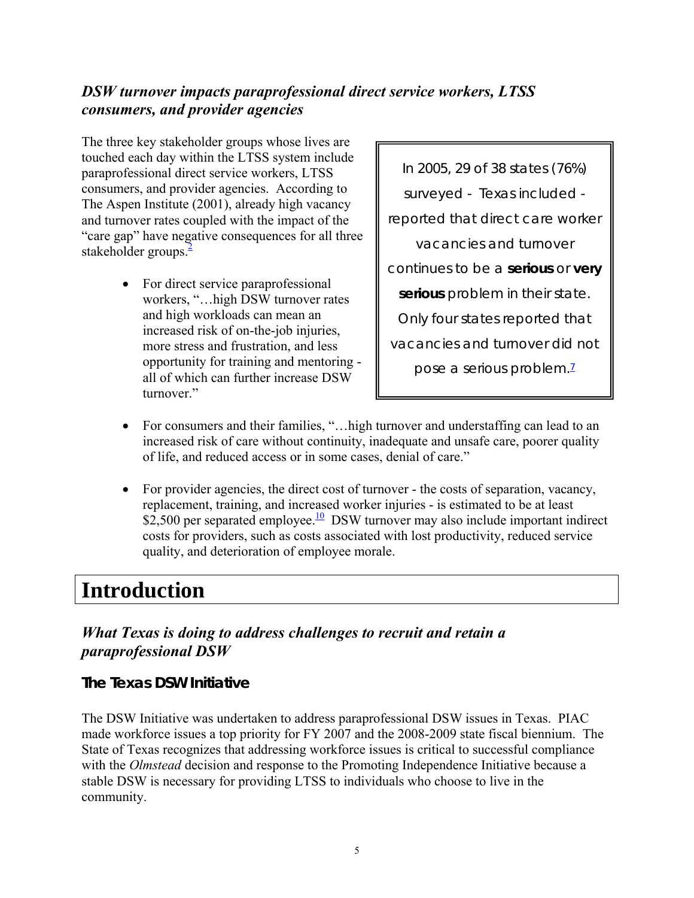### *DSW turnover impacts paraprofessional direct service workers, LTSS consumers, and provider agencies*

The three key stakeholder groups whose lives are touched each day within the LTSS system include paraprofessional direct service workers, LTSS consumers, and provider agencies. According to The Aspen Institute (2001), already high vacancy and turnover rates coupled with the impact of the "care gap" have negative consequences for all three stakeholder groups.[2]

> In 2005, 29 of 38 states (76%) surveyed - Texas included - reported that direct care worker vacancies and turnover continues to be a **serious** or **very serious** problem in their state. Only four states reported that vacancies and turnover did not pose a serious problem.[7]

- For direct service paraprofessional workers, "…high DSW turnover rates and high workloads can mean an increased risk of on-the-job injuries, more stress and frustration, and less opportunity for training and mentoring - all of which can further increase DSW turnover."
- For consumers and their families, "…high turnover and understaffing can lead to an increased risk of care without continuity, inadequate and unsafe care, poorer quality of life, and reduced access or in some cases, denial of care."
- For provider agencies, the direct cost of turnover - the costs of separation, vacancy, replacement, training, and increased worker injuries - is estimated to be at least $2,500 per separated employee.[10] DSW turnover may also include important indirect costs for providers, such as costs associated with lost productivity, reduced service quality, and deterioration of employee morale.

# Introduction

## *What Texas is doing to address challenges to recruit and retain a paraprofessional DSW*

### The Texas DSW Initiative

The DSW Initiative was undertaken to address paraprofessional DSW issues in Texas. PIAC made workforce issues a top priority for FY 2007 and the 2008-2009 state fiscal biennium. The State of Texas recognizes that addressing workforce issues is critical to successful compliance with the *Olmstead* decision and response to the Promoting Independence Initiative because a stable DSW is necessary for providing LTSS to individuals who choose to live in the community.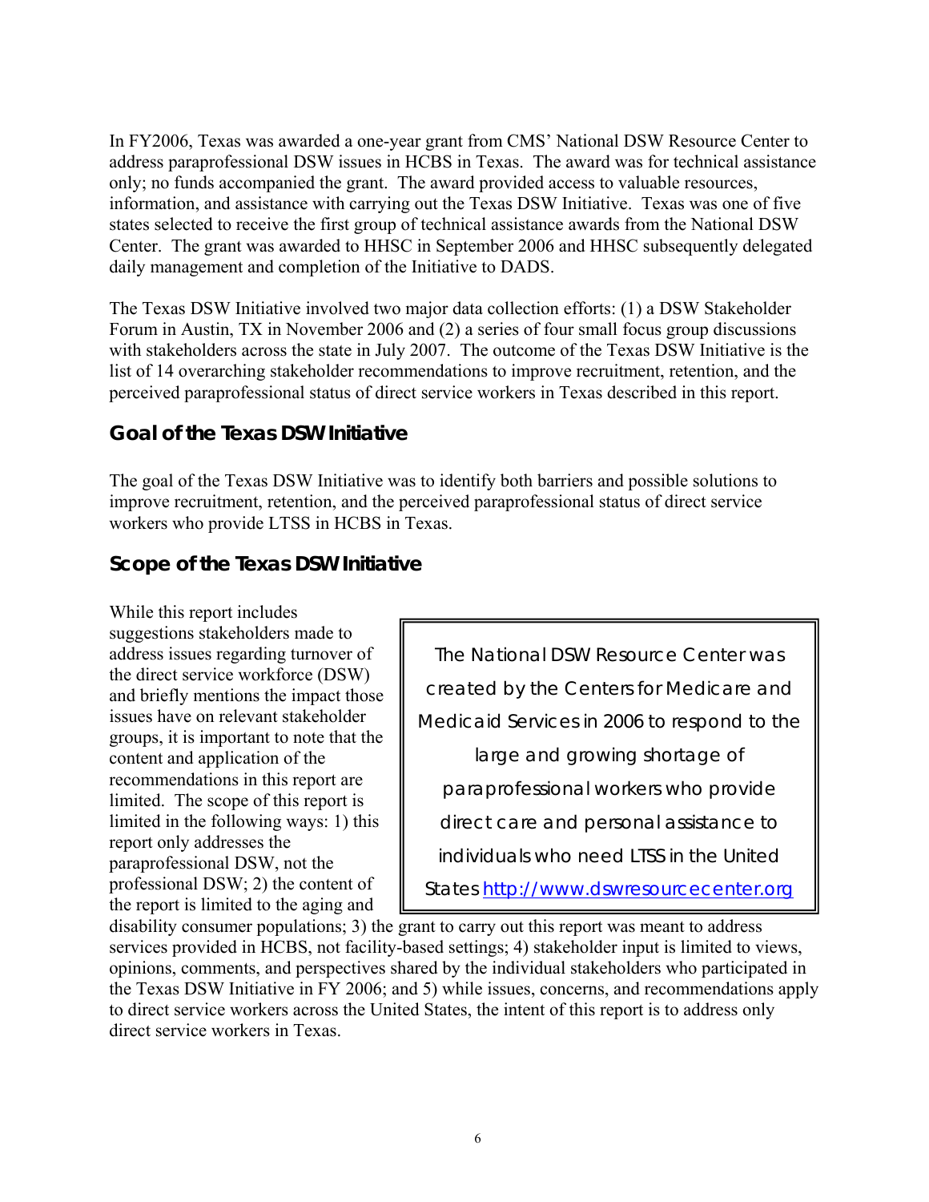In FY2006, Texas was awarded a one-year grant from CMS' National DSW Resource Center to address paraprofessional DSW issues in HCBS in Texas. The award was for technical assistance only; no funds accompanied the grant. The award provided access to valuable resources, information, and assistance with carrying out the Texas DSW Initiative. Texas was one of five states selected to receive the first group of technical assistance awards from the National DSW Center. The grant was awarded to HHSC in September 2006 and HHSC subsequently delegated daily management and completion of the Initiative to DADS.

The Texas DSW Initiative involved two major data collection efforts: (1) a DSW Stakeholder Forum in Austin, TX in November 2006 and (2) a series of four small focus group discussions with stakeholders across the state in July 2007. The outcome of the Texas DSW Initiative is the list of 14 overarching stakeholder recommendations to improve recruitment, retention, and the perceived paraprofessional status of direct service workers in Texas described in this report.

## Goal of the Texas DSW Initiative

The goal of the Texas DSW Initiative was to identify both barriers and possible solutions to improve recruitment, retention, and the perceived paraprofessional status of direct service workers who provide LTSS in HCBS in Texas.

## Scope of the Texas DSW Initiative

While this report includes suggestions stakeholders made to address issues regarding turnover of the direct service workforce (DSW) and briefly mentions the impact those issues have on relevant stakeholder groups, it is important to note that the content and application of the recommendations in this report are limited. The scope of this report is limited in the following ways: 1) this report only addresses the paraprofessional DSW, not the professional DSW; 2) the content of the report is limited to the aging and disability consumer populations; 3) the grant to carry out this report was meant to address services provided in HCBS, not facility-based settings; 4) stakeholder input is limited to views, opinions, comments, and perspectives shared by the individual stakeholders who participated in the Texas DSW Initiative in FY 2006; and 5) while issues, concerns, and recommendations apply to direct service workers across the United States, the intent of this report is to address only direct service workers in Texas.

> The National DSW Resource Center was created by the Centers for Medicare and Medicaid Services in 2006 to respond to the large and growing shortage of paraprofessional workers who provide direct care and personal assistance to individuals who need LTSS in the United States http://www.dswresourcecenter.org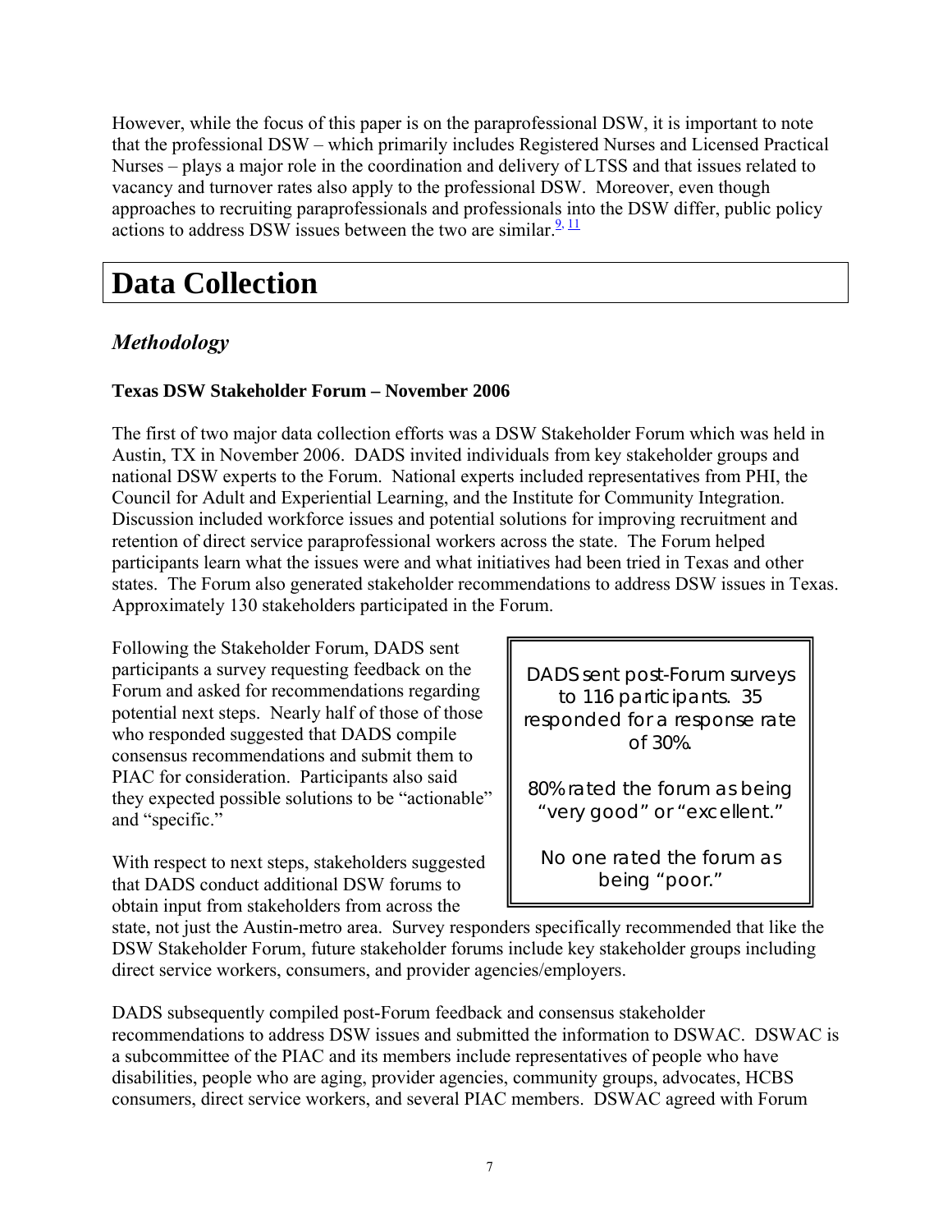However, while the focus of this paper is on the paraprofessional DSW, it is important to note that the professional DSW – which primarily includes Registered Nurses and Licensed Practical Nurses – plays a major role in the coordination and delivery of LTSS and that issues related to vacancy and turnover rates also apply to the professional DSW. Moreover, even though approaches to recruiting paraprofessionals and professionals into the DSW differ, public policy actions to address DSW issues between the two are similar.[9, 11]

# Data Collection

## *Methodology*

### Texas DSW Stakeholder Forum – November 2006

The first of two major data collection efforts was a DSW Stakeholder Forum which was held in Austin, TX in November 2006. DADS invited individuals from key stakeholder groups and national DSW experts to the Forum. National experts included representatives from PHI, the Council for Adult and Experiential Learning, and the Institute for Community Integration. Discussion included workforce issues and potential solutions for improving recruitment and retention of direct service paraprofessional workers across the state. The Forum helped participants learn what the issues were and what initiatives had been tried in Texas and other states. The Forum also generated stakeholder recommendations to address DSW issues in Texas. Approximately 130 stakeholders participated in the Forum.

Following the Stakeholder Forum, DADS sent participants a survey requesting feedback on the Forum and asked for recommendations regarding potential next steps. Nearly half of those of those who responded suggested that DADS compile consensus recommendations and submit them to PIAC for consideration. Participants also said they expected possible solutions to be "actionable" and "specific."

> DADS sent post-Forum surveys to 116 participants. 35 responded for a response rate of 30%.
>
> 80% rated the forum as being "very good" or "excellent."
>
> No one rated the forum as being "poor."

With respect to next steps, stakeholders suggested that DADS conduct additional DSW forums to obtain input from stakeholders from across the state, not just the Austin-metro area. Survey responders specifically recommended that like the DSW Stakeholder Forum, future stakeholder forums include key stakeholder groups including direct service workers, consumers, and provider agencies/employers.

DADS subsequently compiled post-Forum feedback and consensus stakeholder recommendations to address DSW issues and submitted the information to DSWAC. DSWAC is a subcommittee of the PIAC and its members include representatives of people who have disabilities, people who are aging, provider agencies, community groups, advocates, HCBS consumers, direct service workers, and several PIAC members. DSWAC agreed with Forum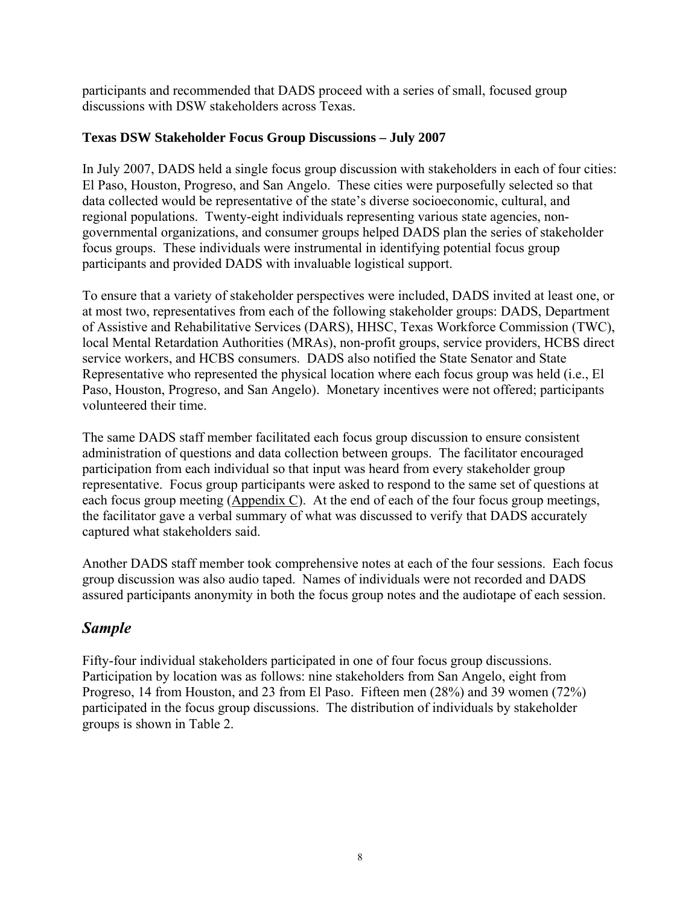participants and recommended that DADS proceed with a series of small, focused group discussions with DSW stakeholders across Texas.

**Texas DSW Stakeholder Focus Group Discussions – July 2007**

In July 2007, DADS held a single focus group discussion with stakeholders in each of four cities: El Paso, Houston, Progreso, and San Angelo. These cities were purposefully selected so that data collected would be representative of the state's diverse socioeconomic, cultural, and regional populations. Twenty-eight individuals representing various state agencies, non-governmental organizations, and consumer groups helped DADS plan the series of stakeholder focus groups. These individuals were instrumental in identifying potential focus group participants and provided DADS with invaluable logistical support.

To ensure that a variety of stakeholder perspectives were included, DADS invited at least one, or at most two, representatives from each of the following stakeholder groups: DADS, Department of Assistive and Rehabilitative Services (DARS), HHSC, Texas Workforce Commission (TWC), local Mental Retardation Authorities (MRAs), non-profit groups, service providers, HCBS direct service workers, and HCBS consumers. DADS also notified the State Senator and State Representative who represented the physical location where each focus group was held (i.e., El Paso, Houston, Progreso, and San Angelo). Monetary incentives were not offered; participants volunteered their time.

The same DADS staff member facilitated each focus group discussion to ensure consistent administration of questions and data collection between groups. The facilitator encouraged participation from each individual so that input was heard from every stakeholder group representative. Focus group participants were asked to respond to the same set of questions at each focus group meeting (Appendix C). At the end of each of the four focus group meetings, the facilitator gave a verbal summary of what was discussed to verify that DADS accurately captured what stakeholders said.

Another DADS staff member took comprehensive notes at each of the four sessions. Each focus group discussion was also audio taped. Names of individuals were not recorded and DADS assured participants anonymity in both the focus group notes and the audiotape of each session.

## *Sample*

Fifty-four individual stakeholders participated in one of four focus group discussions. Participation by location was as follows: nine stakeholders from San Angelo, eight from Progreso, 14 from Houston, and 23 from El Paso. Fifteen men (28%) and 39 women (72%) participated in the focus group discussions. The distribution of individuals by stakeholder groups is shown in Table 2.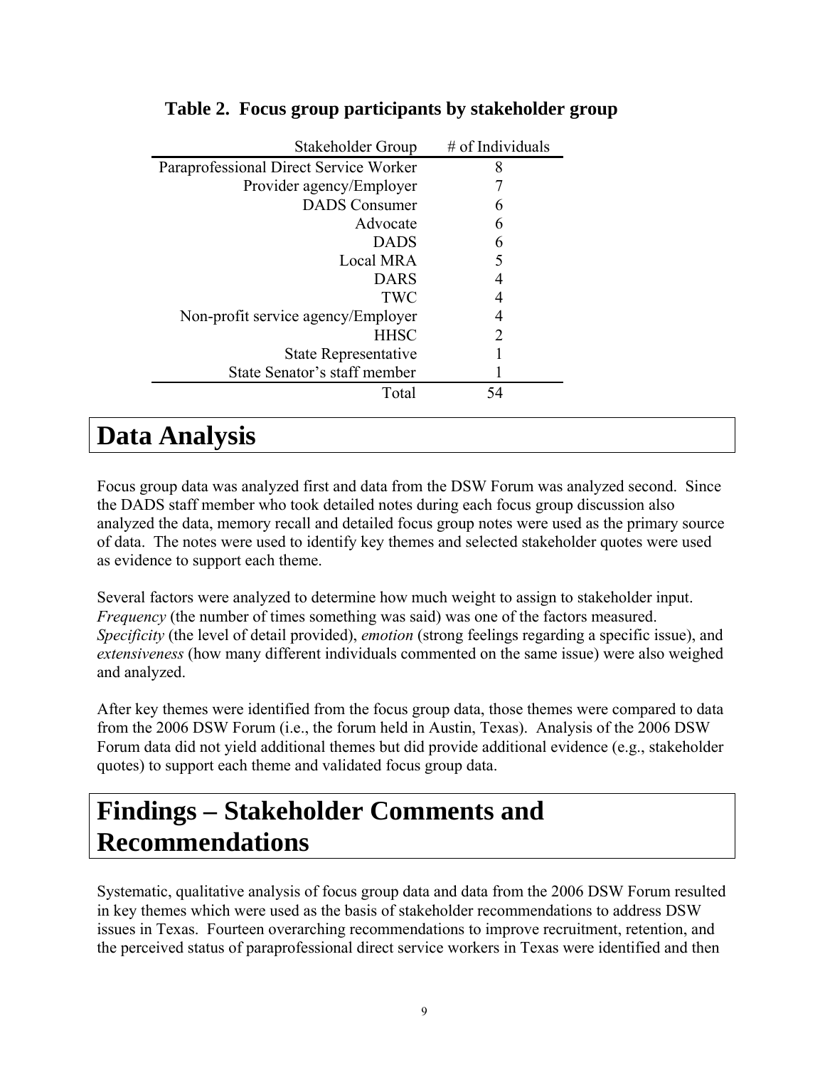**Table 2. Focus group participants by stakeholder group**

| Stakeholder Group | # of Individuals |
|---|---|
| Paraprofessional Direct Service Worker | 8 |
| Provider agency/Employer | 7 |
| DADS Consumer | 6 |
| Advocate | 6 |
| DADS | 6 |
| Local MRA | 5 |
| DARS | 4 |
| TWC | 4 |
| Non-profit service agency/Employer | 4 |
| HHSC | 2 |
| State Representative | 1 |
| State Senator's staff member | 1 |
| Total | 54 |

# Data Analysis

Focus group data was analyzed first and data from the DSW Forum was analyzed second. Since the DADS staff member who took detailed notes during each focus group discussion also analyzed the data, memory recall and detailed focus group notes were used as the primary source of data. The notes were used to identify key themes and selected stakeholder quotes were used as evidence to support each theme.

Several factors were analyzed to determine how much weight to assign to stakeholder input. *Frequency* (the number of times something was said) was one of the factors measured. *Specificity* (the level of detail provided), *emotion* (strong feelings regarding a specific issue), and *extensiveness* (how many different individuals commented on the same issue) were also weighed and analyzed.

After key themes were identified from the focus group data, those themes were compared to data from the 2006 DSW Forum (i.e., the forum held in Austin, Texas). Analysis of the 2006 DSW Forum data did not yield additional themes but did provide additional evidence (e.g., stakeholder quotes) to support each theme and validated focus group data.

# Findings – Stakeholder Comments and Recommendations

Systematic, qualitative analysis of focus group data and data from the 2006 DSW Forum resulted in key themes which were used as the basis of stakeholder recommendations to address DSW issues in Texas. Fourteen overarching recommendations to improve recruitment, retention, and the perceived status of paraprofessional direct service workers in Texas were identified and then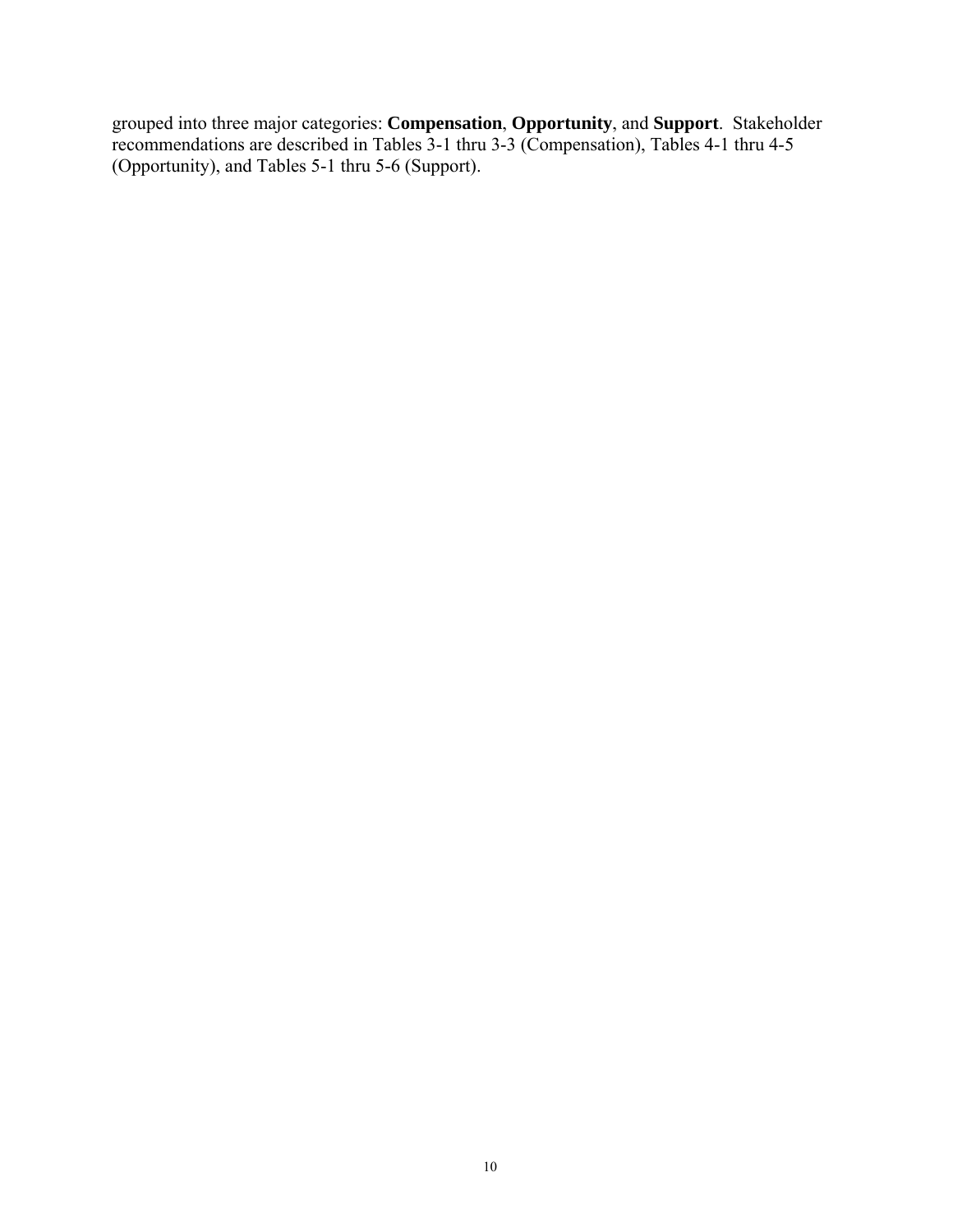grouped into three major categories: **Compensation**, **Opportunity**, and **Support**. Stakeholder recommendations are described in Tables 3-1 thru 3-3 (Compensation), Tables 4-1 thru 4-5 (Opportunity), and Tables 5-1 thru 5-6 (Support).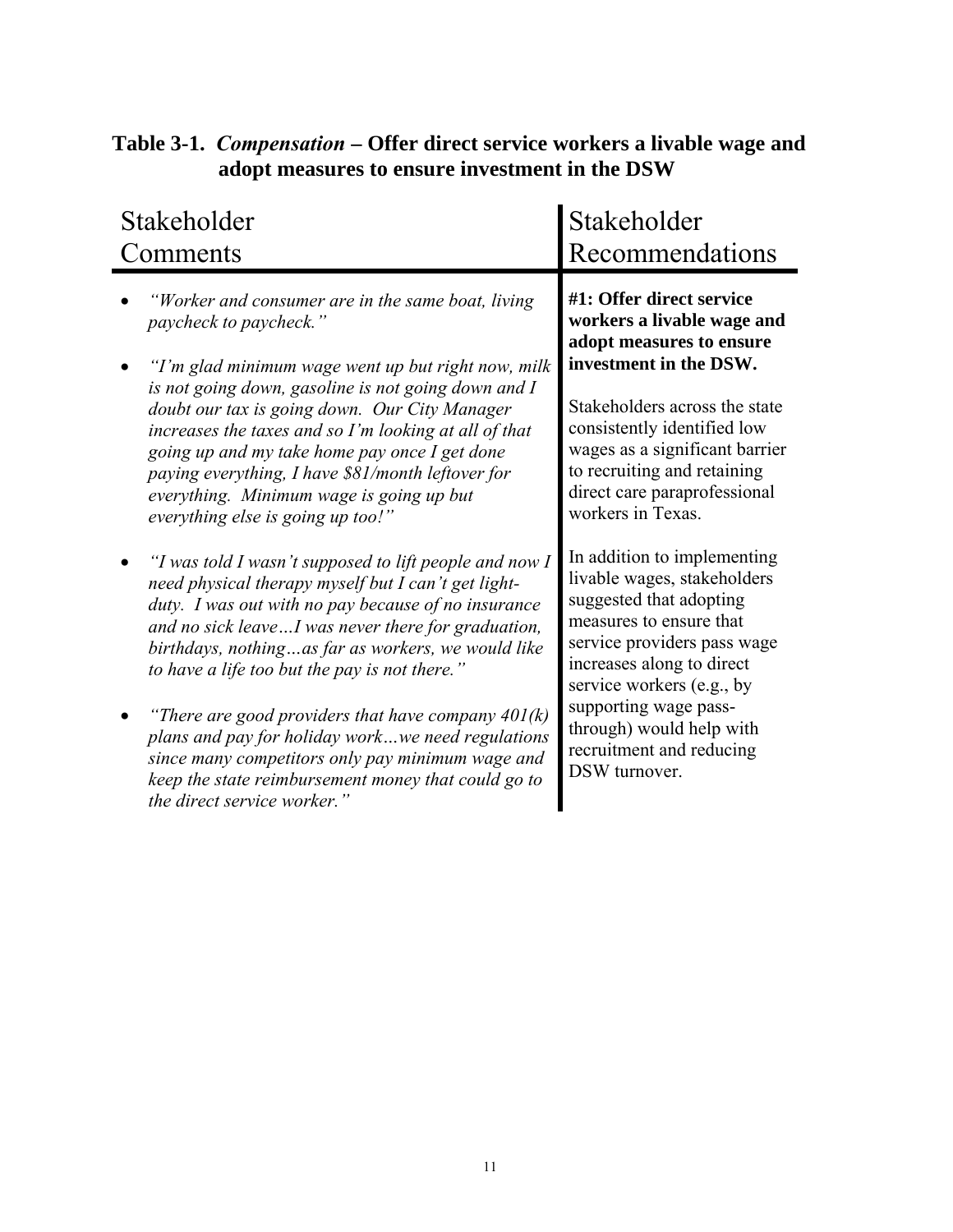**Table 3-1.** ***Compensation*** **– Offer direct service workers a livable wage and adopt measures to ensure investment in the DSW**

| Stakeholder Comments | Stakeholder Recommendations |
|---|---|
| • *"Worker and consumer are in the same boat, living paycheck to paycheck."*<br><br>• *"I'm glad minimum wage went up but right now, milk is not going down, gasoline is not going down and I doubt our tax is going down. Our City Manager increases the taxes and so I'm looking at all of that going up and my take home pay once I get done paying everything, I have $81/month leftover for everything. Minimum wage is going up but everything else is going up too!"*<br><br>• *"I was told I wasn't supposed to lift people and now I need physical therapy myself but I can't get light-duty. I was out with no pay because of no insurance and no sick leave…I was never there for graduation, birthdays, nothing…as far as workers, we would like to have a life too but the pay is not there."*<br><br>• *"There are good providers that have company 401(k) plans and pay for holiday work…we need regulations since many competitors only pay minimum wage and keep the state reimbursement money that could go to the direct service worker."* | **#1: Offer direct service workers a livable wage and adopt measures to ensure investment in the DSW.**<br><br>Stakeholders across the state consistently identified low wages as a significant barrier to recruiting and retaining direct care paraprofessional workers in Texas.<br><br>In addition to implementing livable wages, stakeholders suggested that adopting measures to ensure that service providers pass wage increases along to direct service workers (e.g., by supporting wage pass-through) would help with recruitment and reducing DSW turnover. |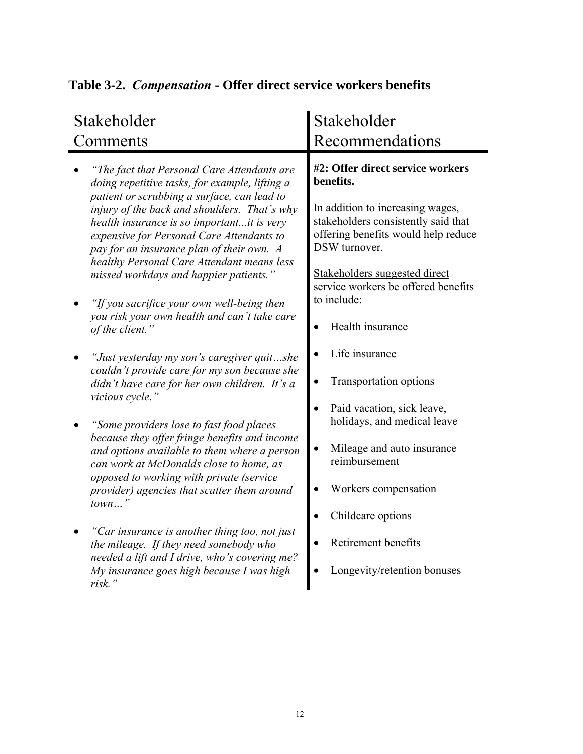**Table 3-2.** ***Compensation*** **- Offer direct service workers benefits**

| Stakeholder Comments | Stakeholder Recommendations |
|---|---|
| • *"The fact that Personal Care Attendants are doing repetitive tasks, for example, lifting a patient or scrubbing a surface, can lead to injury of the back and shoulders. That's why health insurance is so important...it is very expensive for Personal Care Attendants to pay for an insurance plan of their own. A healthy Personal Care Attendant means less missed workdays and happier patients."*<br><br>• *"If you sacrifice your own well-being then you risk your own health and can't take care of the client."*<br><br>• *"Just yesterday my son's caregiver quit…she couldn't provide care for my son because she didn't have care for her own children. It's a vicious cycle."*<br><br>• *"Some providers lose to fast food places because they offer fringe benefits and income and options available to them where a person can work at McDonalds close to home, as opposed to working with private (service provider) agencies that scatter them around town…"*<br><br>• *"Car insurance is another thing too, not just the mileage. If they need somebody who needed a lift and I drive, who's covering me? My insurance goes high because I was high risk."* | **#2: Offer direct service workers benefits.**<br><br>In addition to increasing wages, stakeholders consistently said that offering benefits would help reduce DSW turnover.<br><br><u>Stakeholders suggested direct service workers be offered benefits to include</u>:<br><br>• Health insurance<br>• Life insurance<br>• Transportation options<br>• Paid vacation, sick leave, holidays, and medical leave<br>• Mileage and auto insurance reimbursement<br>• Workers compensation<br>• Childcare options<br>• Retirement benefits<br>• Longevity/retention bonuses |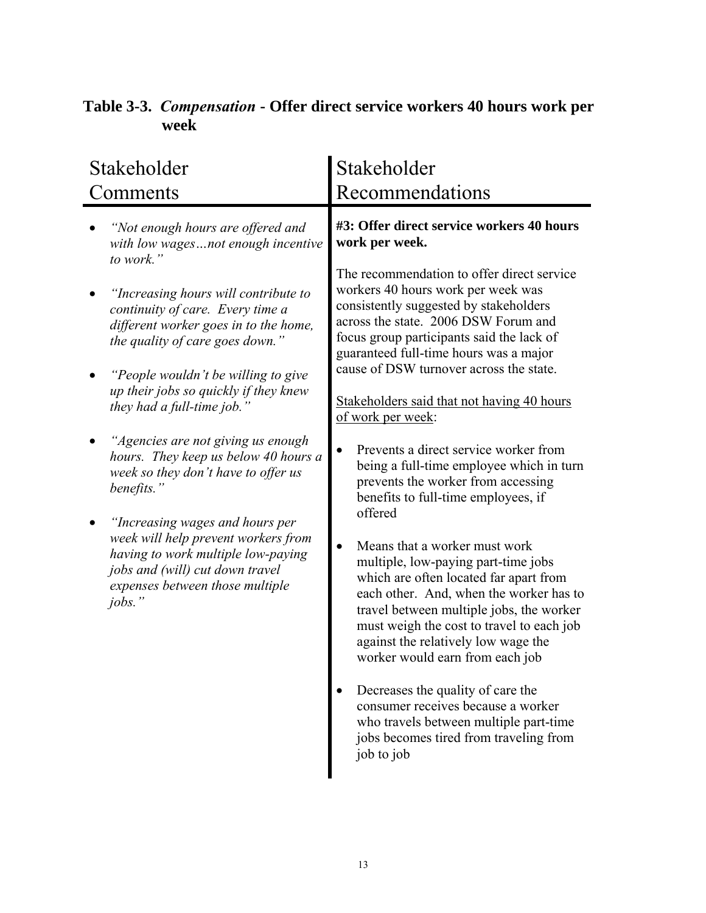**Table 3-3.** ***Compensation*** **- Offer direct service workers 40 hours work per week**

| Stakeholder Comments | Stakeholder Recommendations |
|---|---|
| • *"Not enough hours are offered and with low wages…not enough incentive to work."*<br><br>• *"Increasing hours will contribute to continuity of care. Every time a different worker goes in to the home, the quality of care goes down."*<br><br>• *"People wouldn't be willing to give up their jobs so quickly if they knew they had a full-time job."*<br><br>• *"Agencies are not giving us enough hours. They keep us below 40 hours a week so they don't have to offer us benefits."*<br><br>• *"Increasing wages and hours per week will help prevent workers from having to work multiple low-paying jobs and (will) cut down travel expenses between those multiple jobs."* | **#3: Offer direct service workers 40 hours work per week.**<br><br>The recommendation to offer direct service workers 40 hours work per week was consistently suggested by stakeholders across the state. 2006 DSW Forum and focus group participants said the lack of guaranteed full-time hours was a major cause of DSW turnover across the state.<br><br><u>Stakeholders said that not having 40 hours of work per week</u>:<br><br>• Prevents a direct service worker from being a full-time employee which in turn prevents the worker from accessing benefits to full-time employees, if offered<br><br>• Means that a worker must work multiple, low-paying part-time jobs which are often located far apart from each other. And, when the worker has to travel between multiple jobs, the worker must weigh the cost to travel to each job against the relatively low wage the worker would earn from each job<br><br>• Decreases the quality of care the consumer receives because a worker who travels between multiple part-time jobs becomes tired from traveling from job to job |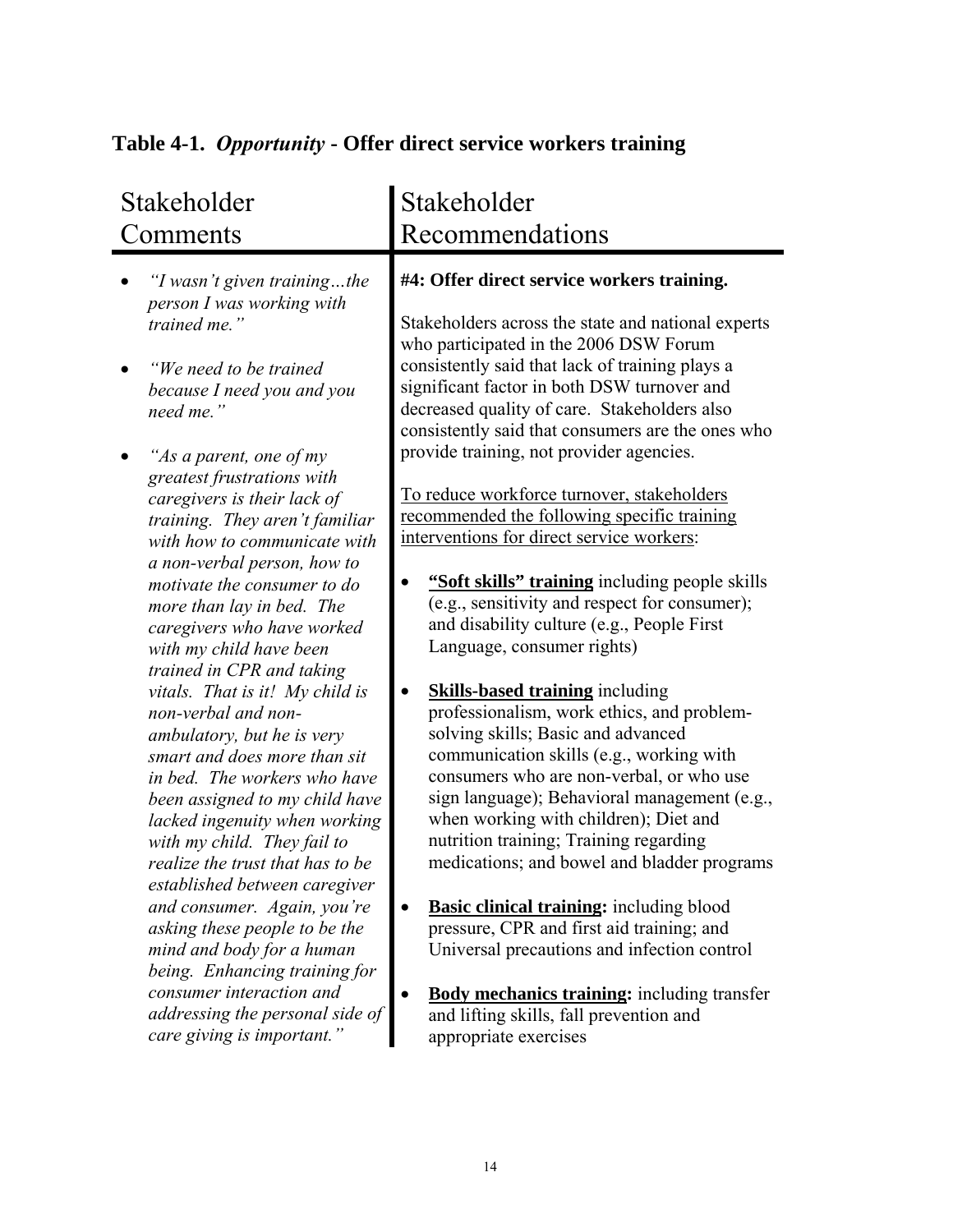## Table 4-1. *Opportunity* - Offer direct service workers training

| Stakeholder Comments | Stakeholder Recommendations |
|---|---|
| • *"I wasn't given training…the person I was working with trained me."*<br><br>• *"We need to be trained because I need you and you need me."*<br><br>• *"As a parent, one of my greatest frustrations with caregivers is their lack of training. They aren't familiar with how to communicate with a non-verbal person, how to motivate the consumer to do more than lay in bed. The caregivers who have worked with my child have been trained in CPR and taking vitals. That is it! My child is non-verbal and non-ambulatory, but he is very smart and does more than sit in bed. The workers who have been assigned to my child have lacked ingenuity when working with my child. They fail to realize the trust that has to be established between caregiver and consumer. Again, you're asking these people to be the mind and body for a human being. Enhancing training for consumer interaction and addressing the personal side of care giving is important."* | **#4: Offer direct service workers training.**<br><br>Stakeholders across the state and national experts who participated in the 2006 DSW Forum consistently said that lack of training plays a significant factor in both DSW turnover and decreased quality of care. Stakeholders also consistently said that consumers are the ones who provide training, not provider agencies.<br><br><u>To reduce workforce turnover, stakeholders recommended the following specific training interventions for direct service workers</u>:<br><br>• **<u>"Soft skills" training</u>** including people skills (e.g., sensitivity and respect for consumer); and disability culture (e.g., People First Language, consumer rights)<br><br>• **<u>Skills-based training</u>** including professionalism, work ethics, and problem-solving skills; Basic and advanced communication skills (e.g., working with consumers who are non-verbal, or who use sign language); Behavioral management (e.g., when working with children); Diet and nutrition training; Training regarding medications; and bowel and bladder programs<br><br>• **<u>Basic clinical training</u>:** including blood pressure, CPR and first aid training; and Universal precautions and infection control<br><br>• **<u>Body mechanics training</u>:** including transfer and lifting skills, fall prevention and appropriate exercises |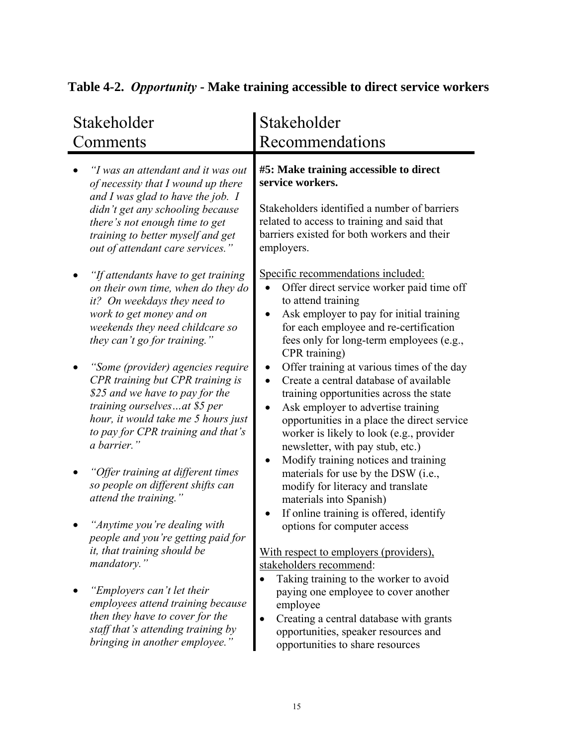**Table 4-2.** ***Opportunity*** **- Make training accessible to direct service workers**

| Stakeholder Comments | Stakeholder Recommendations |
|---|---|
| • *"I was an attendant and it was out of necessity that I wound up there and I was glad to have the job. I didn't get any schooling because there's not enough time to get training to better myself and get out of attendant care services."*<br><br>• *"If attendants have to get training on their own time, when do they do it? On weekdays they need to work to get money and on weekends they need childcare so they can't go for training."*<br><br>• *"Some (provider) agencies require CPR training but CPR training is $25 and we have to pay for the training ourselves…at $5 per hour, it would take me 5 hours just to pay for CPR training and that's a barrier."*<br><br>• *"Offer training at different times so people on different shifts can attend the training."*<br><br>• *"Anytime you're dealing with people and you're getting paid for it, that training should be mandatory."*<br><br>• *"Employers can't let their employees attend training because then they have to cover for the staff that's attending training by bringing in another employee."* | **#5: Make training accessible to direct service workers.**<br><br>Stakeholders identified a number of barriers related to access to training and said that barriers existed for both workers and their employers.<br><br><u>Specific recommendations included:</u><br>• Offer direct service worker paid time off to attend training<br>• Ask employer to pay for initial training for each employee and re-certification fees only for long-term employees (e.g., CPR training)<br>• Offer training at various times of the day<br>• Create a central database of available training opportunities across the state<br>• Ask employer to advertise training opportunities in a place the direct service worker is likely to look (e.g., provider newsletter, with pay stub, etc.)<br>• Modify training notices and training materials for use by the DSW (i.e., modify for literacy and translate materials into Spanish)<br>• If online training is offered, identify options for computer access<br><br><u>With respect to employers (providers), stakeholders recommend</u>:<br>• Taking training to the worker to avoid paying one employee to cover another employee<br>• Creating a central database with grants opportunities, speaker resources and opportunities to share resources |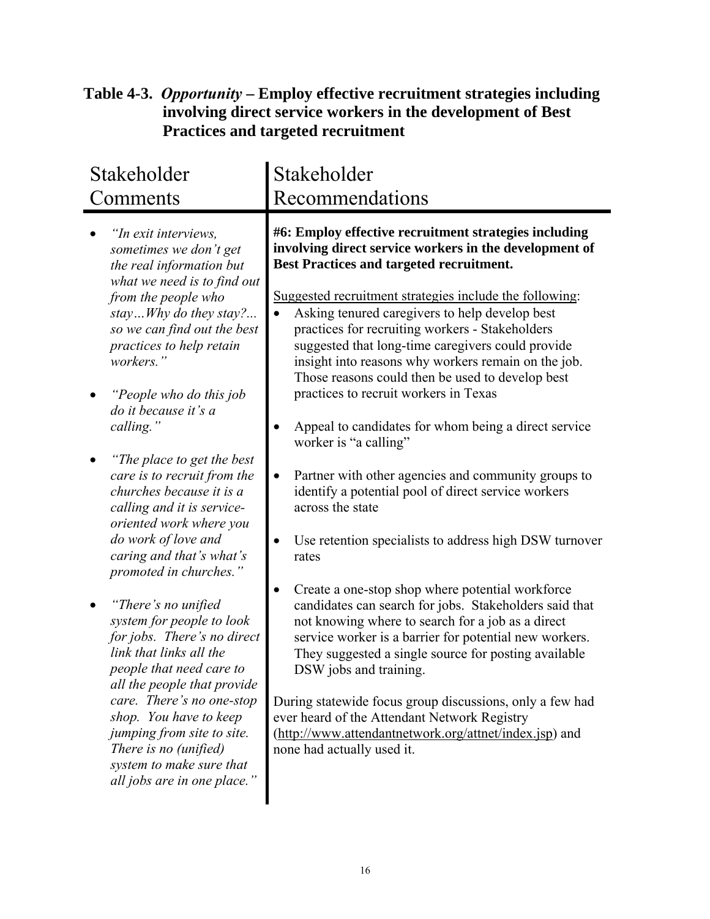**Table 4-3.** ***Opportunity*** **– Employ effective recruitment strategies including involving direct service workers in the development of Best Practices and targeted recruitment**

| Stakeholder Comments | Stakeholder Recommendations |
|---|---|
| • *"In exit interviews, sometimes we don't get the real information but what we need is to find out from the people who stay…Why do they stay?... so we can find out the best practices to help retain workers."*<br><br>• *"People who do this job do it because it's a calling."*<br><br>• *"The place to get the best care is to recruit from the churches because it is a calling and it is service-oriented work where you do work of love and caring and that's what's promoted in churches."*<br><br>• *"There's no unified system for people to look for jobs. There's no direct link that links all the people that need care to all the people that provide care. There's no one-stop shop. You have to keep jumping from site to site. There is no (unified) system to make sure that all jobs are in one place."* | **#6: Employ effective recruitment strategies including involving direct service workers in the development of Best Practices and targeted recruitment.**<br><br><u>Suggested recruitment strategies include the following</u>:<br>• Asking tenured caregivers to help develop best practices for recruiting workers - Stakeholders suggested that long-time caregivers could provide insight into reasons why workers remain on the job. Those reasons could then be used to develop best practices to recruit workers in Texas<br><br>• Appeal to candidates for whom being a direct service worker is "a calling"<br><br>• Partner with other agencies and community groups to identify a potential pool of direct service workers across the state<br><br>• Use retention specialists to address high DSW turnover rates<br><br>• Create a one-stop shop where potential workforce candidates can search for jobs. Stakeholders said that not knowing where to search for a job as a direct service worker is a barrier for potential new workers. They suggested a single source for posting available DSW jobs and training.<br><br>During statewide focus group discussions, only a few had ever heard of the Attendant Network Registry (http://www.attendantnetwork.org/attnet/index.jsp) and none had actually used it. |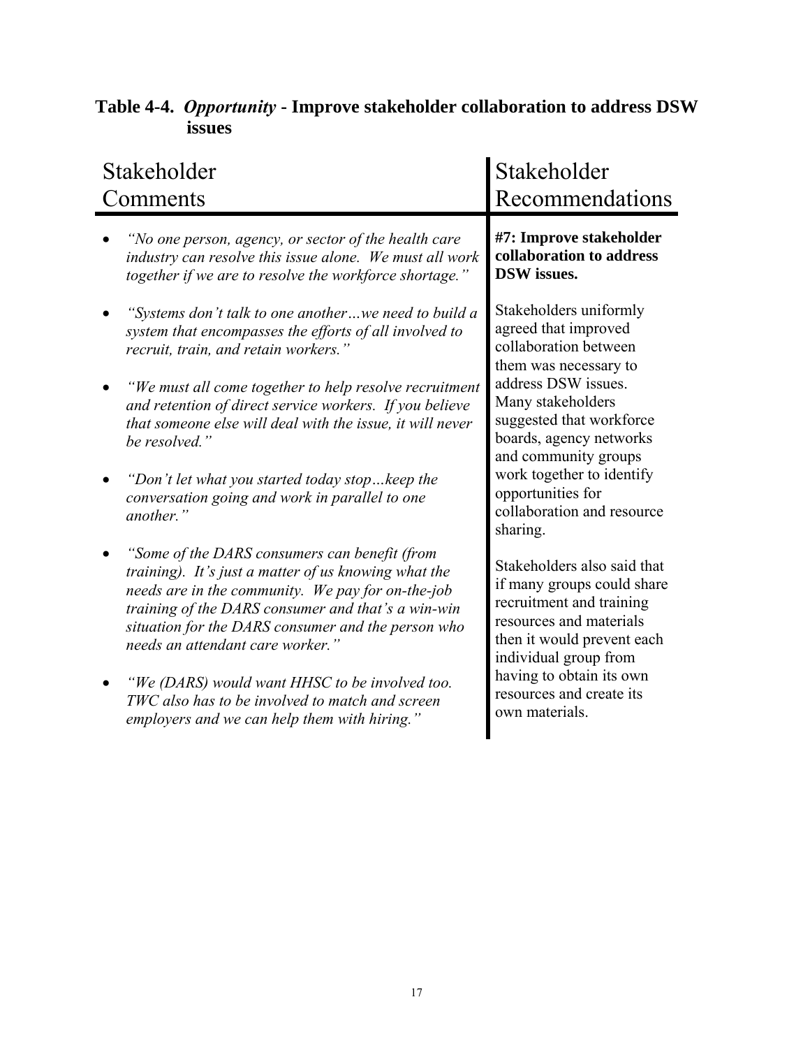**Table 4-4.** ***Opportunity*** **- Improve stakeholder collaboration to address DSW issues**

| Stakeholder Comments | Stakeholder Recommendations |
|---|---|
| • *"No one person, agency, or sector of the health care industry can resolve this issue alone. We must all work together if we are to resolve the workforce shortage."*<br><br>• *"Systems don't talk to one another…we need to build a system that encompasses the efforts of all involved to recruit, train, and retain workers."*<br><br>• *"We must all come together to help resolve recruitment and retention of direct service workers. If you believe that someone else will deal with the issue, it will never be resolved."*<br><br>• *"Don't let what you started today stop…keep the conversation going and work in parallel to one another."*<br><br>• *"Some of the DARS consumers can benefit (from training). It's just a matter of us knowing what the needs are in the community. We pay for on-the-job training of the DARS consumer and that's a win-win situation for the DARS consumer and the person who needs an attendant care worker."*<br><br>• *"We (DARS) would want HHSC to be involved too. TWC also has to be involved to match and screen employers and we can help them with hiring."* | **#7: Improve stakeholder collaboration to address DSW issues.**<br><br>Stakeholders uniformly agreed that improved collaboration between them was necessary to address DSW issues. Many stakeholders suggested that workforce boards, agency networks and community groups work together to identify opportunities for collaboration and resource sharing.<br><br>Stakeholders also said that if many groups could share recruitment and training resources and materials then it would prevent each individual group from having to obtain its own resources and create its own materials. |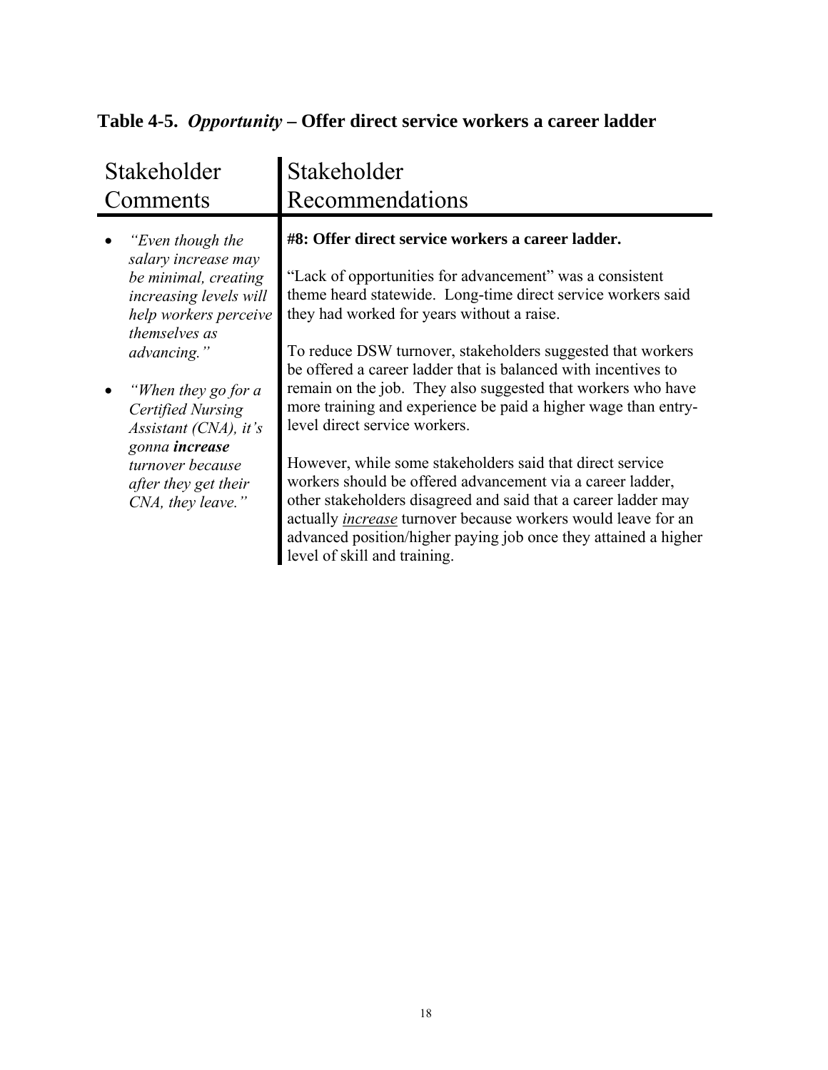## Table 4-5. *Opportunity* – Offer direct service workers a career ladder

| Stakeholder Comments | Stakeholder Recommendations |
|---|---|
| • *"Even though the salary increase may be minimal, creating increasing levels will help workers perceive themselves as advancing."*<br><br>• *"When they go for a Certified Nursing Assistant (CNA), it's gonna **increase** turnover because after they get their CNA, they leave."* | **#8: Offer direct service workers a career ladder.**<br><br>"Lack of opportunities for advancement" was a consistent theme heard statewide. Long-time direct service workers said they had worked for years without a raise.<br><br>To reduce DSW turnover, stakeholders suggested that workers be offered a career ladder that is balanced with incentives to remain on the job. They also suggested that workers who have more training and experience be paid a higher wage than entry-level direct service workers.<br><br>However, while some stakeholders said that direct service workers should be offered advancement via a career ladder, other stakeholders disagreed and said that a career ladder may actually ***increase*** turnover because workers would leave for an advanced position/higher paying job once they attained a higher level of skill and training. |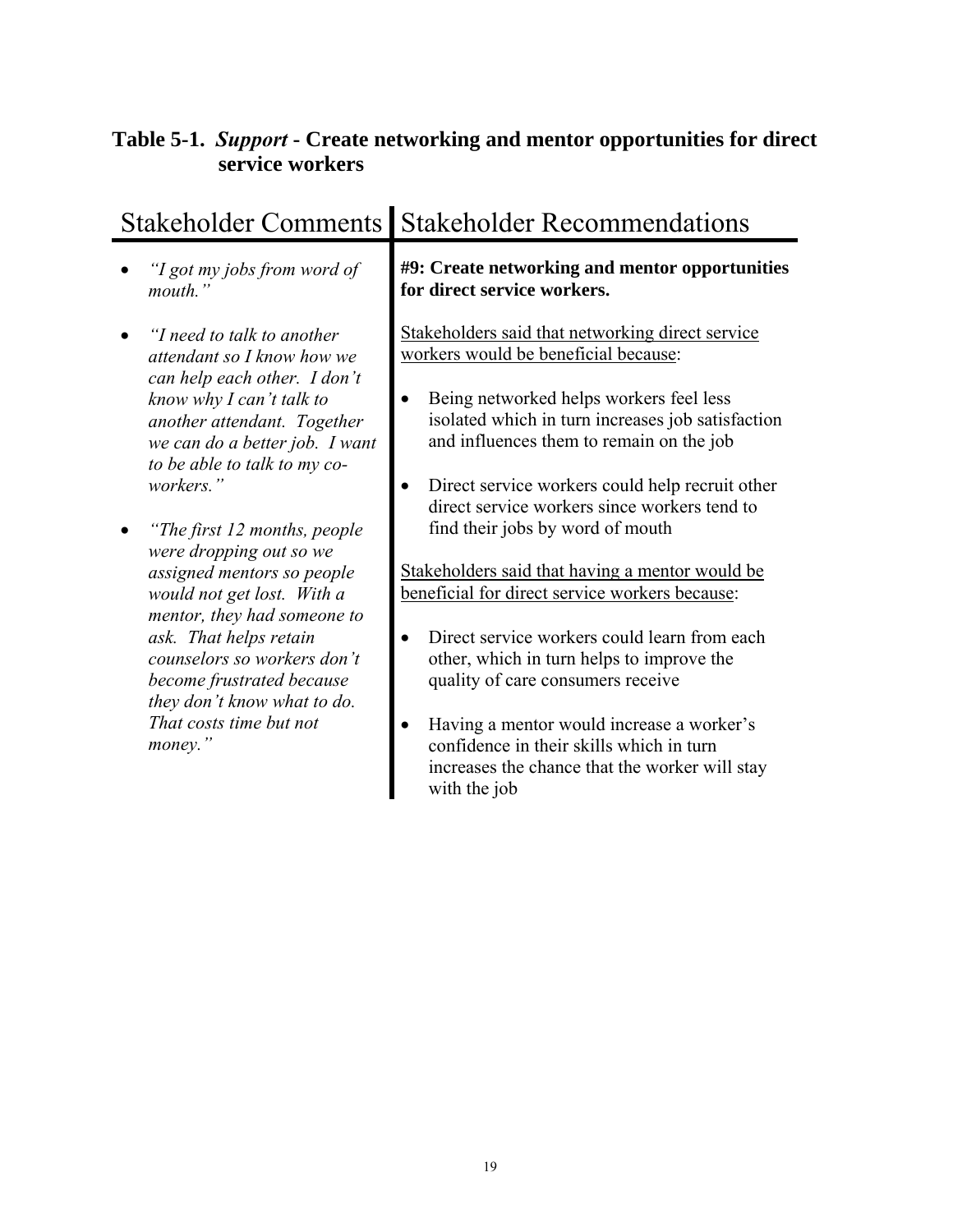**Table 5-1. *Support* - Create networking and mentor opportunities for direct service workers**

| Stakeholder Comments | Stakeholder Recommendations |
|---|---|
| • *"I got my jobs from word of mouth."*<br><br>• *"I need to talk to another attendant so I know how we can help each other. I don't know why I can't talk to another attendant. Together we can do a better job. I want to be able to talk to my co-workers."*<br><br>• *"The first 12 months, people were dropping out so we assigned mentors so people would not get lost. With a mentor, they had someone to ask. That helps retain counselors so workers don't become frustrated because they don't know what to do. That costs time but not money."* | **#9: Create networking and mentor opportunities for direct service workers.**<br><br><u>Stakeholders said that networking direct service workers would be beneficial because</u>:<br><br>• Being networked helps workers feel less isolated which in turn increases job satisfaction and influences them to remain on the job<br><br>• Direct service workers could help recruit other direct service workers since workers tend to find their jobs by word of mouth<br><br><u>Stakeholders said that having a mentor would be beneficial for direct service workers because</u>:<br><br>• Direct service workers could learn from each other, which in turn helps to improve the quality of care consumers receive<br><br>• Having a mentor would increase a worker's confidence in their skills which in turn increases the chance that the worker will stay with the job |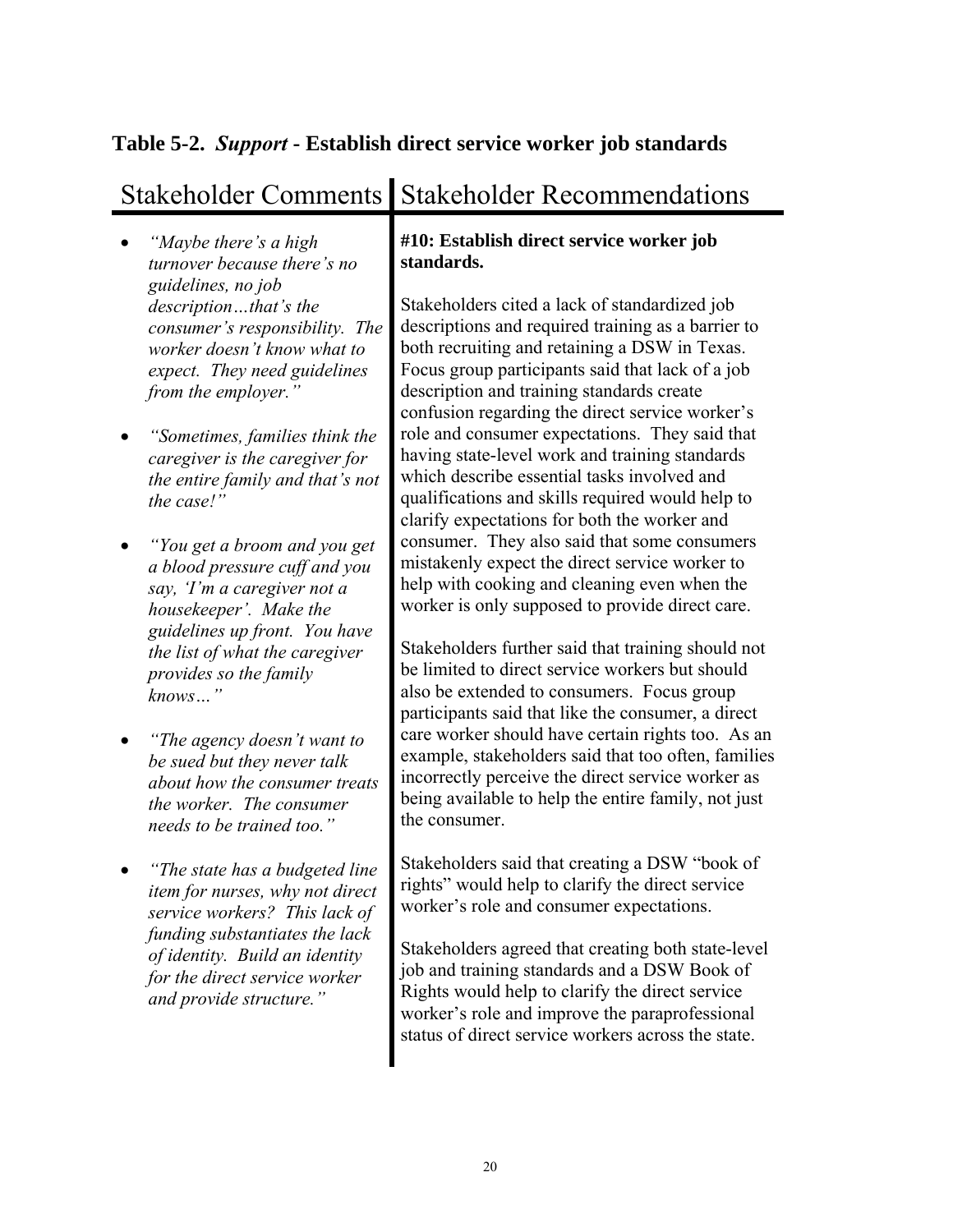**Table 5-2.** ***Support*** **- Establish direct service worker job standards**

| Stakeholder Comments | Stakeholder Recommendations |
|---|---|
| • *"Maybe there's a high turnover because there's no guidelines, no job description…that's the consumer's responsibility. The worker doesn't know what to expect. They need guidelines from the employer."*<br><br>• *"Sometimes, families think the caregiver is the caregiver for the entire family and that's not the case!"*<br><br>• *"You get a broom and you get a blood pressure cuff and you say, 'I'm a caregiver not a housekeeper'. Make the guidelines up front. You have the list of what the caregiver provides so the family knows…"*<br><br>• *"The agency doesn't want to be sued but they never talk about how the consumer treats the worker. The consumer needs to be trained too."*<br><br>• *"The state has a budgeted line item for nurses, why not direct service workers? This lack of funding substantiates the lack of identity. Build an identity for the direct service worker and provide structure."* | **#10: Establish direct service worker job standards.**<br><br>Stakeholders cited a lack of standardized job descriptions and required training as a barrier to both recruiting and retaining a DSW in Texas. Focus group participants said that lack of a job description and training standards create confusion regarding the direct service worker's role and consumer expectations. They said that having state-level work and training standards which describe essential tasks involved and qualifications and skills required would help to clarify expectations for both the worker and consumer. They also said that some consumers mistakenly expect the direct service worker to help with cooking and cleaning even when the worker is only supposed to provide direct care.<br><br>Stakeholders further said that training should not be limited to direct service workers but should also be extended to consumers. Focus group participants said that like the consumer, a direct care worker should have certain rights too. As an example, stakeholders said that too often, families incorrectly perceive the direct service worker as being available to help the entire family, not just the consumer.<br><br>Stakeholders said that creating a DSW "book of rights" would help to clarify the direct service worker's role and consumer expectations.<br><br>Stakeholders agreed that creating both state-level job and training standards and a DSW Book of Rights would help to clarify the direct service worker's role and improve the paraprofessional status of direct service workers across the state. |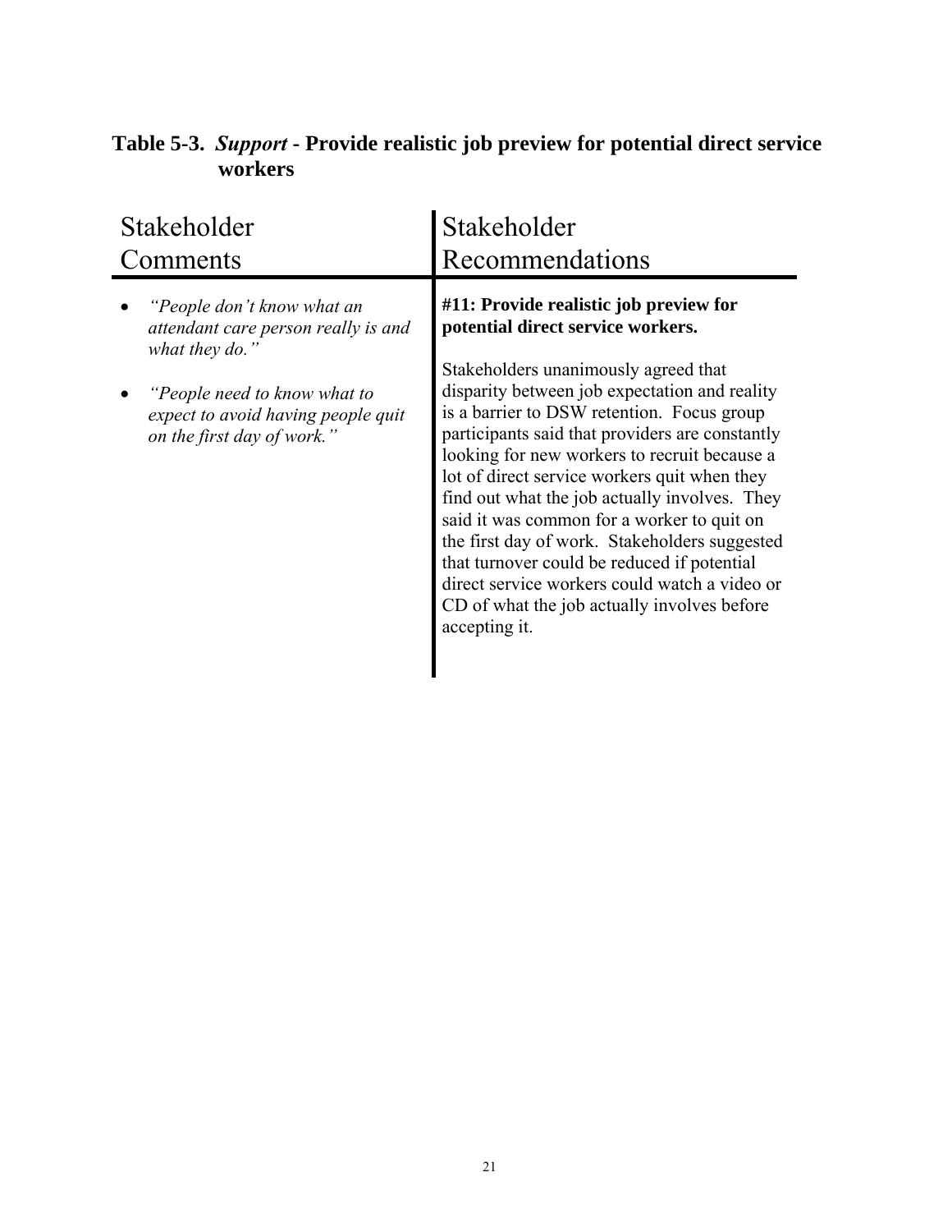**Table 5-3. *Support* - Provide realistic job preview for potential direct service workers**

| Stakeholder Comments | Stakeholder Recommendations |
|---|---|
| • *"People don't know what an attendant care person really is and what they do."*<br><br>• *"People need to know what to expect to avoid having people quit on the first day of work."* | **#11: Provide realistic job preview for potential direct service workers.**<br><br>Stakeholders unanimously agreed that disparity between job expectation and reality is a barrier to DSW retention. Focus group participants said that providers are constantly looking for new workers to recruit because a lot of direct service workers quit when they find out what the job actually involves. They said it was common for a worker to quit on the first day of work. Stakeholders suggested that turnover could be reduced if potential direct service workers could watch a video or CD of what the job actually involves before accepting it. |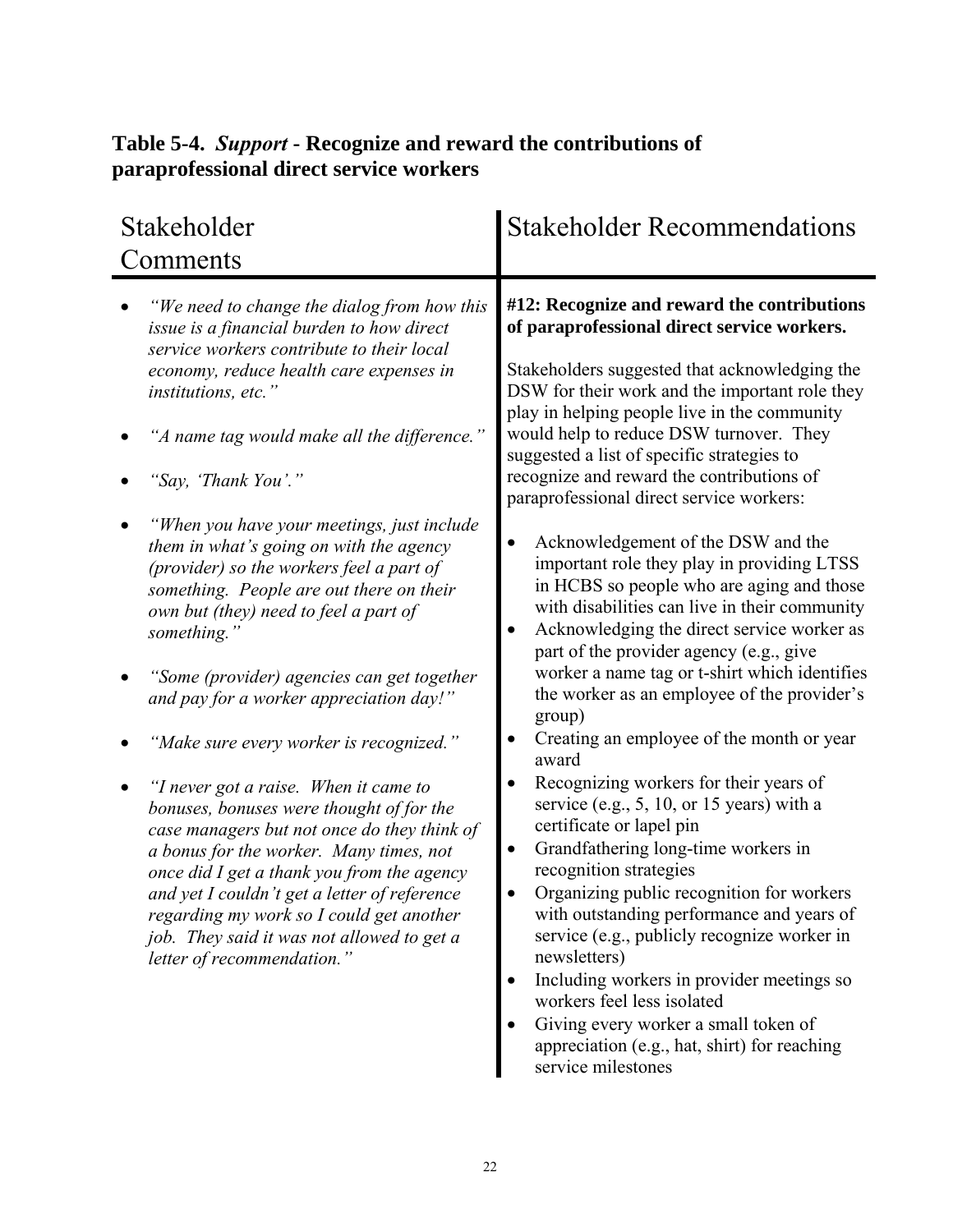**Table 5-4.** ***Support*** **- Recognize and reward the contributions of paraprofessional direct service workers**

| Stakeholder Comments | Stakeholder Recommendations |
|---|---|
| • *"We need to change the dialog from how this issue is a financial burden to how direct service workers contribute to their local economy, reduce health care expenses in institutions, etc."*<br><br>• *"A name tag would make all the difference."*<br><br>• *"Say, 'Thank You'."*<br><br>• *"When you have your meetings, just include them in what's going on with the agency (provider) so the workers feel a part of something. People are out there on their own but (they) need to feel a part of something."*<br><br>• *"Some (provider) agencies can get together and pay for a worker appreciation day!"*<br><br>• *"Make sure every worker is recognized."*<br><br>• *"I never got a raise. When it came to bonuses, bonuses were thought of for the case managers but not once do they think of a bonus for the worker. Many times, not once did I get a thank you from the agency and yet I couldn't get a letter of reference regarding my work so I could get another job. They said it was not allowed to get a letter of recommendation."* | **#12: Recognize and reward the contributions of paraprofessional direct service workers.**<br><br>Stakeholders suggested that acknowledging the DSW for their work and the important role they play in helping people live in the community would help to reduce DSW turnover. They suggested a list of specific strategies to recognize and reward the contributions of paraprofessional direct service workers:<br><br>• Acknowledgement of the DSW and the important role they play in providing LTSS in HCBS so people who are aging and those with disabilities can live in their community<br>• Acknowledging the direct service worker as part of the provider agency (e.g., give worker a name tag or t-shirt which identifies the worker as an employee of the provider's group)<br>• Creating an employee of the month or year award<br>• Recognizing workers for their years of service (e.g., 5, 10, or 15 years) with a certificate or lapel pin<br>• Grandfathering long-time workers in recognition strategies<br>• Organizing public recognition for workers with outstanding performance and years of service (e.g., publicly recognize worker in newsletters)<br>• Including workers in provider meetings so workers feel less isolated<br>• Giving every worker a small token of appreciation (e.g., hat, shirt) for reaching service milestones |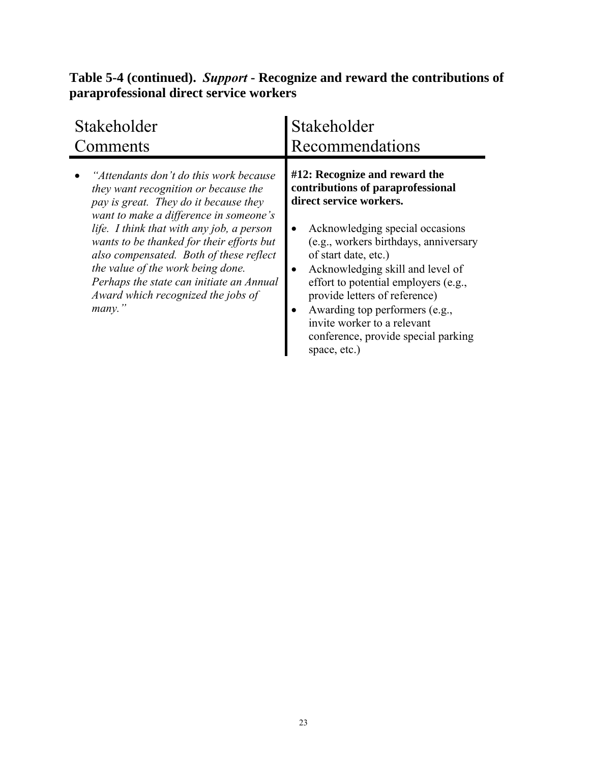**Table 5-4 (continued).** ***Support*** **- Recognize and reward the contributions of paraprofessional direct service workers**

| Stakeholder Comments | Stakeholder Recommendations |
|---|---|
| • *"Attendants don't do this work because they want recognition or because the pay is great. They do it because they want to make a difference in someone's life. I think that with any job, a person wants to be thanked for their efforts but also compensated. Both of these reflect the value of the work being done. Perhaps the state can initiate an Annual Award which recognized the jobs of many."* | **#12: Recognize and reward the contributions of paraprofessional direct service workers.**<br><br>• Acknowledging special occasions (e.g., workers birthdays, anniversary of start date, etc.)<br>• Acknowledging skill and level of effort to potential employers (e.g., provide letters of reference)<br>• Awarding top performers (e.g., invite worker to a relevant conference, provide special parking space, etc.) |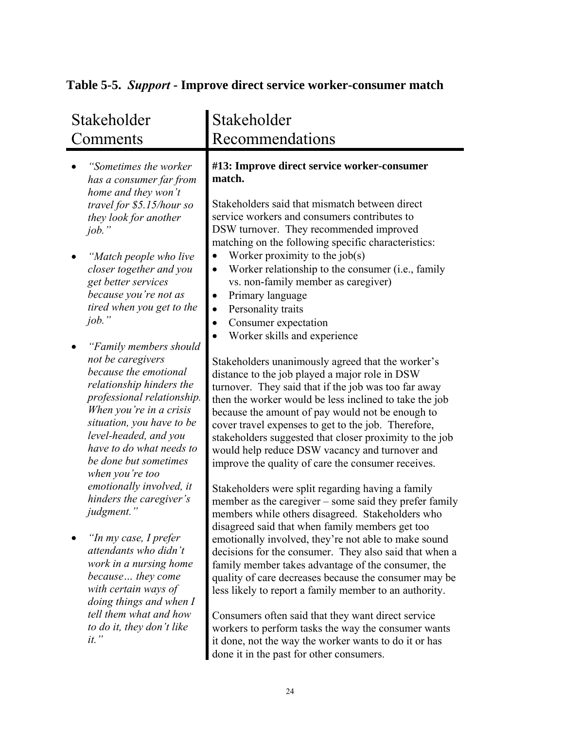**Table 5-5.** ***Support*** **- Improve direct service worker-consumer match**

| Stakeholder Comments | Stakeholder Recommendations |
|---|---|
| • *"Sometimes the worker has a consumer far from home and they won't travel for $5.15/hour so they look for another job."*<br><br>• *"Match people who live closer together and you get better services because you're not as tired when you get to the job."*<br><br>• *"Family members should not be caregivers because the emotional relationship hinders the professional relationship. When you're in a crisis situation, you have to be level-headed, and you have to do what needs to be done but sometimes when you're too emotionally involved, it hinders the caregiver's judgment."*<br><br>• *"In my case, I prefer attendants who didn't work in a nursing home because… they come with certain ways of doing things and when I tell them what and how to do it, they don't like it."* | **#13: Improve direct service worker-consumer match.**<br><br>Stakeholders said that mismatch between direct service workers and consumers contributes to DSW turnover. They recommended improved matching on the following specific characteristics:<br>• Worker proximity to the job(s)<br>• Worker relationship to the consumer (i.e., family vs. non-family member as caregiver)<br>• Primary language<br>• Personality traits<br>• Consumer expectation<br>• Worker skills and experience<br><br>Stakeholders unanimously agreed that the worker's distance to the job played a major role in DSW turnover. They said that if the job was too far away then the worker would be less inclined to take the job because the amount of pay would not be enough to cover travel expenses to get to the job. Therefore, stakeholders suggested that closer proximity to the job would help reduce DSW vacancy and turnover and improve the quality of care the consumer receives.<br><br>Stakeholders were split regarding having a family member as the caregiver – some said they prefer family members while others disagreed. Stakeholders who disagreed said that when family members get too emotionally involved, they're not able to make sound decisions for the consumer. They also said that when a family member takes advantage of the consumer, the quality of care decreases because the consumer may be less likely to report a family member to an authority.<br><br>Consumers often said that they want direct service workers to perform tasks the way the consumer wants it done, not the way the worker wants to do it or has done it in the past for other consumers. |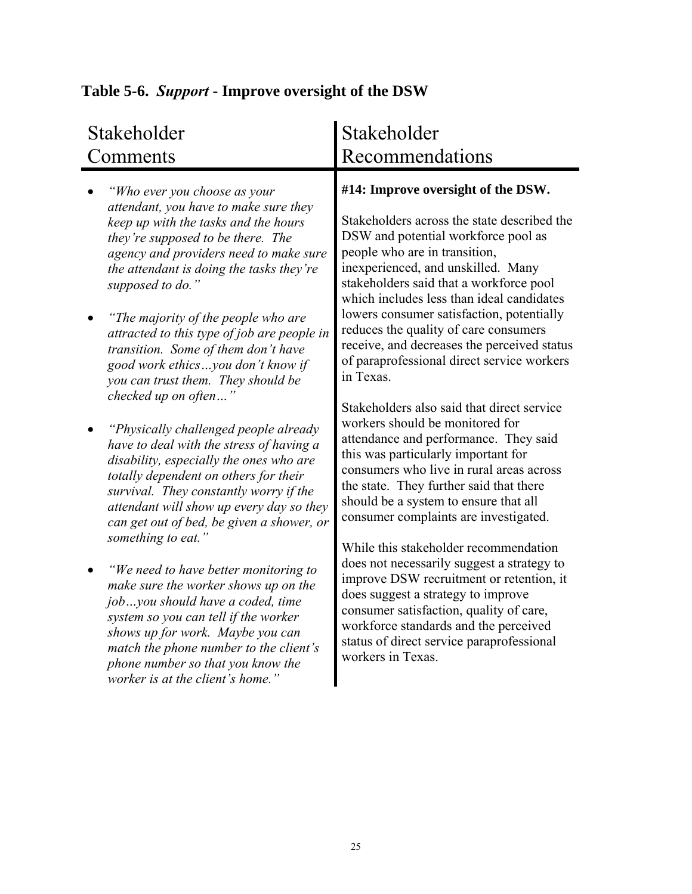## Table 5-6. *Support* - Improve oversight of the DSW

| Stakeholder Comments | Stakeholder Recommendations |
| --- | --- |
| • *"Who ever you choose as your attendant, you have to make sure they keep up with the tasks and the hours they're supposed to be there. The agency and providers need to make sure the attendant is doing the tasks they're supposed to do."* <br><br> • *"The majority of the people who are attracted to this type of job are people in transition. Some of them don't have good work ethics…you don't know if you can trust them. They should be checked up on often…"* <br><br> • *"Physically challenged people already have to deal with the stress of having a disability, especially the ones who are totally dependent on others for their survival. They constantly worry if the attendant will show up every day so they can get out of bed, be given a shower, or something to eat."* <br><br> • *"We need to have better monitoring to make sure the worker shows up on the job…you should have a coded, time system so you can tell if the worker shows up for work. Maybe you can match the phone number to the client's phone number so that you know the worker is at the client's home."* | **#14: Improve oversight of the DSW.** <br><br> Stakeholders across the state described the DSW and potential workforce pool as people who are in transition, inexperienced, and unskilled. Many stakeholders said that a workforce pool which includes less than ideal candidates lowers consumer satisfaction, potentially reduces the quality of care consumers receive, and decreases the perceived status of paraprofessional direct service workers in Texas. <br><br> Stakeholders also said that direct service workers should be monitored for attendance and performance. They said this was particularly important for consumers who live in rural areas across the state. They further said that there should be a system to ensure that all consumer complaints are investigated. <br><br> While this stakeholder recommendation does not necessarily suggest a strategy to improve DSW recruitment or retention, it does suggest a strategy to improve consumer satisfaction, quality of care, workforce standards and the perceived status of direct service paraprofessional workers in Texas. |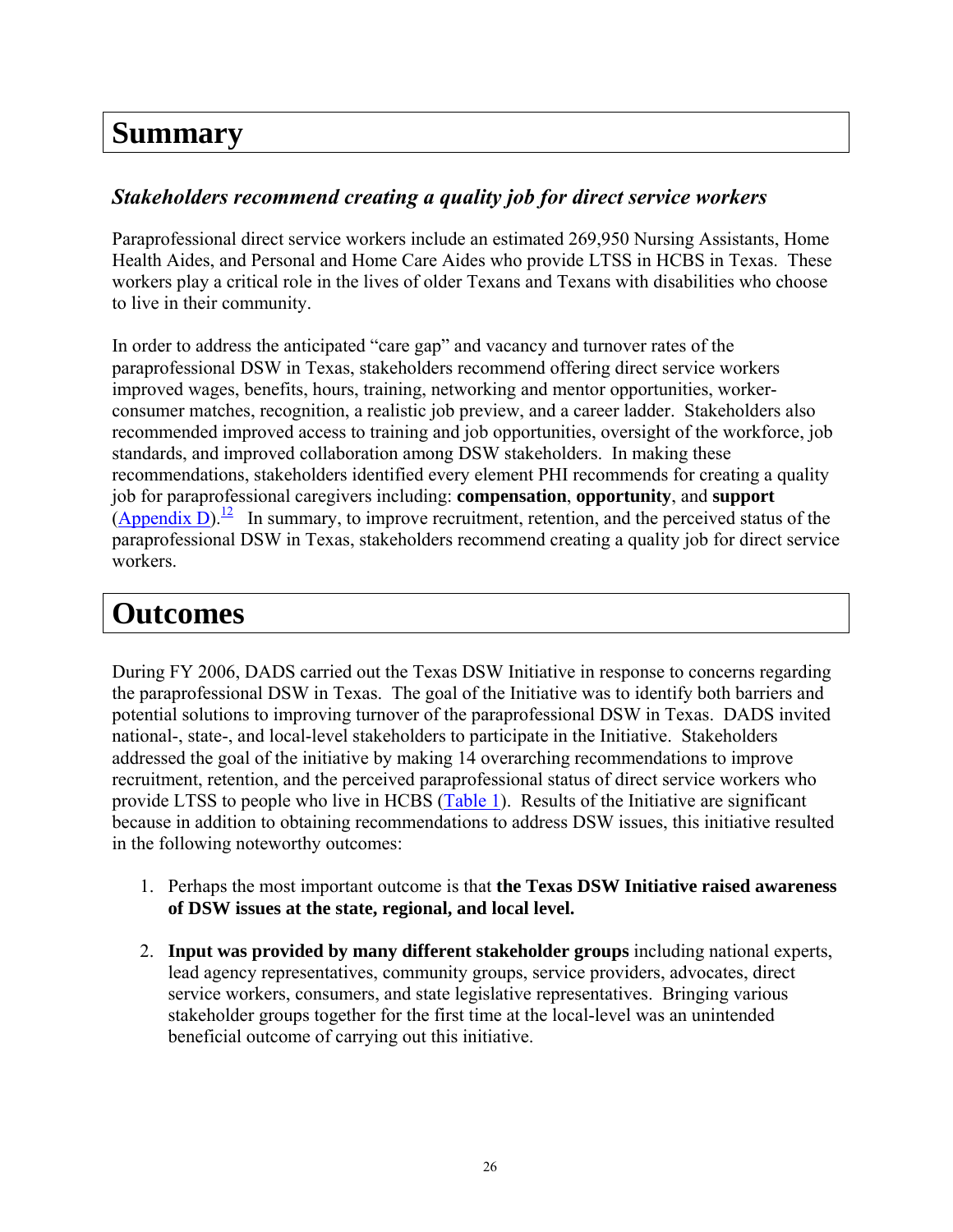# Summary

### *Stakeholders recommend creating a quality job for direct service workers*

Paraprofessional direct service workers include an estimated 269,950 Nursing Assistants, Home Health Aides, and Personal and Home Care Aides who provide LTSS in HCBS in Texas. These workers play a critical role in the lives of older Texans and Texans with disabilities who choose to live in their community.

In order to address the anticipated "care gap" and vacancy and turnover rates of the paraprofessional DSW in Texas, stakeholders recommend offering direct service workers improved wages, benefits, hours, training, networking and mentor opportunities, worker-consumer matches, recognition, a realistic job preview, and a career ladder. Stakeholders also recommended improved access to training and job opportunities, oversight of the workforce, job standards, and improved collaboration among DSW stakeholders. In making these recommendations, stakeholders identified every element PHI recommends for creating a quality job for paraprofessional caregivers including: **compensation**, **opportunity**, and **support** (Appendix D).[12] In summary, to improve recruitment, retention, and the perceived status of the paraprofessional DSW in Texas, stakeholders recommend creating a quality job for direct service workers.

# Outcomes

During FY 2006, DADS carried out the Texas DSW Initiative in response to concerns regarding the paraprofessional DSW in Texas. The goal of the Initiative was to identify both barriers and potential solutions to improving turnover of the paraprofessional DSW in Texas. DADS invited national-, state-, and local-level stakeholders to participate in the Initiative. Stakeholders addressed the goal of the initiative by making 14 overarching recommendations to improve recruitment, retention, and the perceived paraprofessional status of direct service workers who provide LTSS to people who live in HCBS (Table 1). Results of the Initiative are significant because in addition to obtaining recommendations to address DSW issues, this initiative resulted in the following noteworthy outcomes:

1. Perhaps the most important outcome is that **the Texas DSW Initiative raised awareness of DSW issues at the state, regional, and local level.**

2. **Input was provided by many different stakeholder groups** including national experts, lead agency representatives, community groups, service providers, advocates, direct service workers, consumers, and state legislative representatives. Bringing various stakeholder groups together for the first time at the local-level was an unintended beneficial outcome of carrying out this initiative.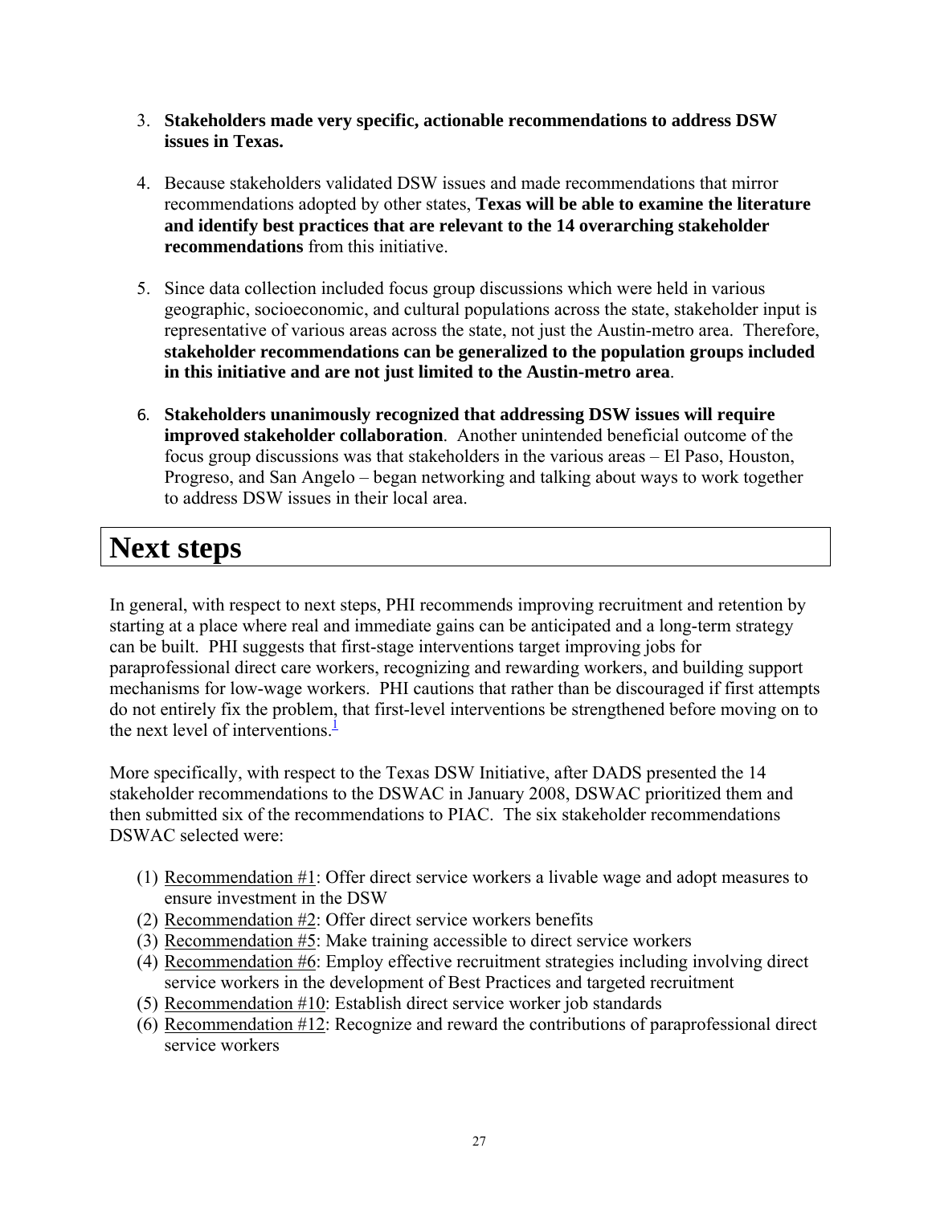3. **Stakeholders made very specific, actionable recommendations to address DSW issues in Texas.**

4. Because stakeholders validated DSW issues and made recommendations that mirror recommendations adopted by other states, **Texas will be able to examine the literature and identify best practices that are relevant to the 14 overarching stakeholder recommendations** from this initiative.

5. Since data collection included focus group discussions which were held in various geographic, socioeconomic, and cultural populations across the state, stakeholder input is representative of various areas across the state, not just the Austin-metro area. Therefore, **stakeholder recommendations can be generalized to the population groups included in this initiative and are not just limited to the Austin-metro area**.

6. **Stakeholders unanimously recognized that addressing DSW issues will require improved stakeholder collaboration**. Another unintended beneficial outcome of the focus group discussions was that stakeholders in the various areas – El Paso, Houston, Progreso, and San Angelo – began networking and talking about ways to work together to address DSW issues in their local area.

# Next steps

In general, with respect to next steps, PHI recommends improving recruitment and retention by starting at a place where real and immediate gains can be anticipated and a long-term strategy can be built. PHI suggests that first-stage interventions target improving jobs for paraprofessional direct care workers, recognizing and rewarding workers, and building support mechanisms for low-wage workers. PHI cautions that rather than be discouraged if first attempts do not entirely fix the problem, that first-level interventions be strengthened before moving on to the next level of interventions.[1]

More specifically, with respect to the Texas DSW Initiative, after DADS presented the 14 stakeholder recommendations to the DSWAC in January 2008, DSWAC prioritized them and then submitted six of the recommendations to PIAC. The six stakeholder recommendations DSWAC selected were:

(1) Recommendation #1: Offer direct service workers a livable wage and adopt measures to ensure investment in the DSW
(2) Recommendation #2: Offer direct service workers benefits
(3) Recommendation #5: Make training accessible to direct service workers
(4) Recommendation #6: Employ effective recruitment strategies including involving direct service workers in the development of Best Practices and targeted recruitment
(5) Recommendation #10: Establish direct service worker job standards
(6) Recommendation #12: Recognize and reward the contributions of paraprofessional direct service workers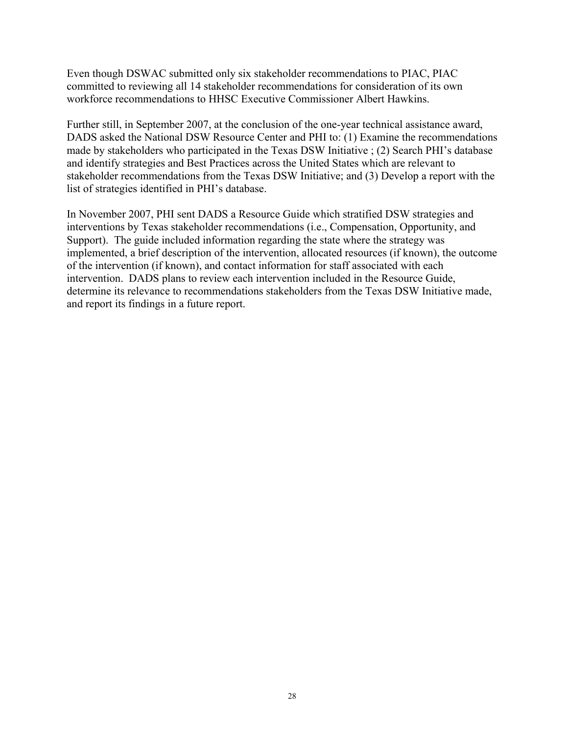Even though DSWAC submitted only six stakeholder recommendations to PIAC, PIAC committed to reviewing all 14 stakeholder recommendations for consideration of its own workforce recommendations to HHSC Executive Commissioner Albert Hawkins.

Further still, in September 2007, at the conclusion of the one-year technical assistance award, DADS asked the National DSW Resource Center and PHI to: (1) Examine the recommendations made by stakeholders who participated in the Texas DSW Initiative ; (2) Search PHI's database and identify strategies and Best Practices across the United States which are relevant to stakeholder recommendations from the Texas DSW Initiative; and (3) Develop a report with the list of strategies identified in PHI's database.

In November 2007, PHI sent DADS a Resource Guide which stratified DSW strategies and interventions by Texas stakeholder recommendations (i.e., Compensation, Opportunity, and Support). The guide included information regarding the state where the strategy was implemented, a brief description of the intervention, allocated resources (if known), the outcome of the intervention (if known), and contact information for staff associated with each intervention. DADS plans to review each intervention included in the Resource Guide, determine its relevance to recommendations stakeholders from the Texas DSW Initiative made, and report its findings in a future report.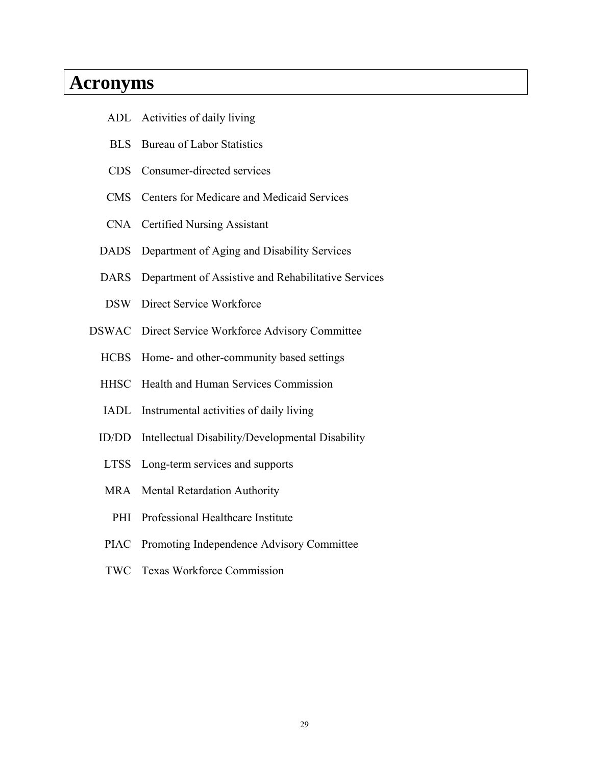# Acronyms

| | |
|---|---|
| ADL | Activities of daily living |
| BLS | Bureau of Labor Statistics |
| CDS | Consumer-directed services |
| CMS | Centers for Medicare and Medicaid Services |
| CNA | Certified Nursing Assistant |
| DADS | Department of Aging and Disability Services |
| DARS | Department of Assistive and Rehabilitative Services |
| DSW | Direct Service Workforce |
| DSWAC | Direct Service Workforce Advisory Committee |
| HCBS | Home- and other-community based settings |
| HHSC | Health and Human Services Commission |
| IADL | Instrumental activities of daily living |
| ID/DD | Intellectual Disability/Developmental Disability |
| LTSS | Long-term services and supports |
| MRA | Mental Retardation Authority |
| PHI | Professional Healthcare Institute |
| PIAC | Promoting Independence Advisory Committee |
| TWC | Texas Workforce Commission |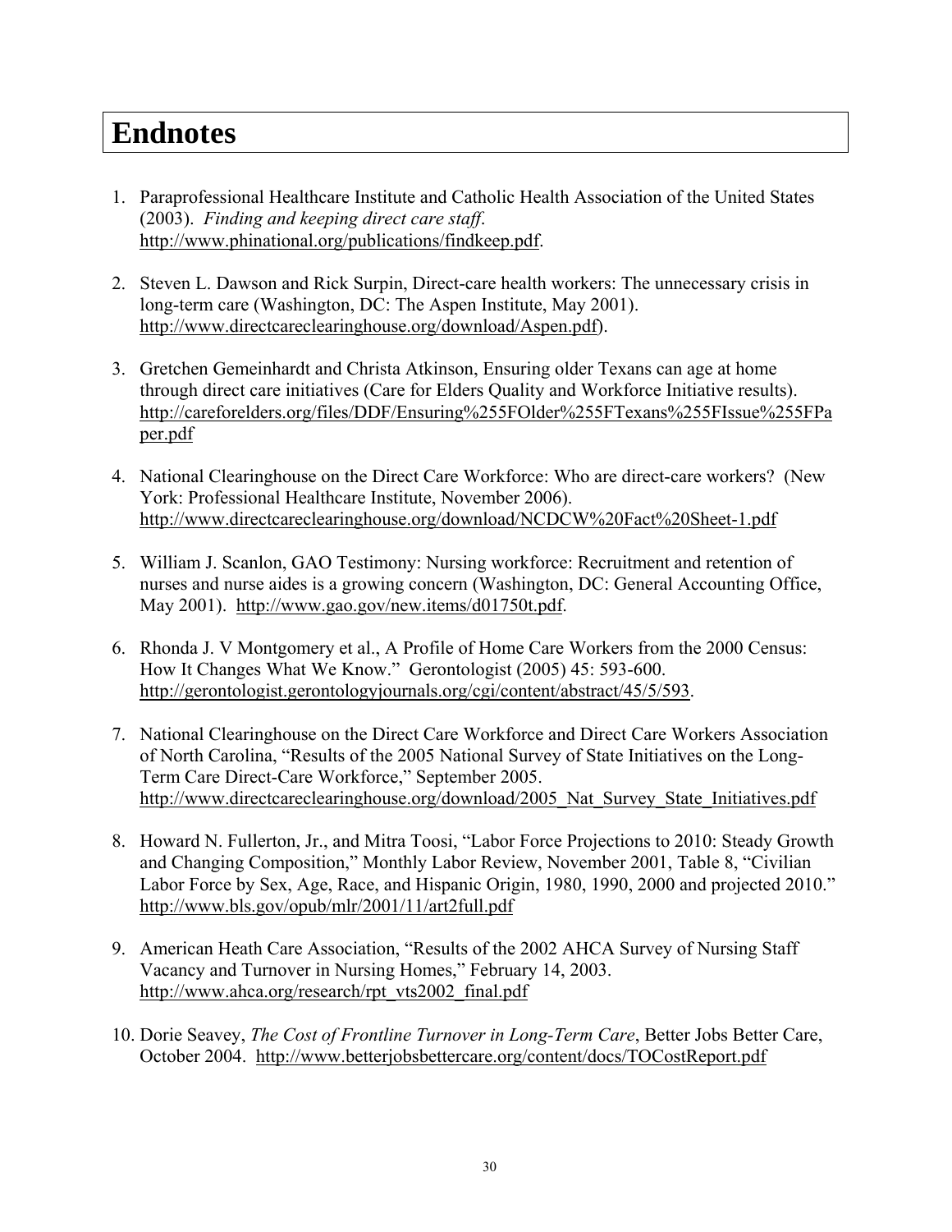# Endnotes

1. Paraprofessional Healthcare Institute and Catholic Health Association of the United States (2003). *Finding and keeping direct care staff*. http://www.phinational.org/publications/findkeep.pdf.

2. Steven L. Dawson and Rick Surpin, Direct-care health workers: The unnecessary crisis in long-term care (Washington, DC: The Aspen Institute, May 2001). http://www.directcareclearinghouse.org/download/Aspen.pdf).

3. Gretchen Gemeinhardt and Christa Atkinson, Ensuring older Texans can age at home through direct care initiatives (Care for Elders Quality and Workforce Initiative results). http://careforelders.org/files/DDF/Ensuring%255FOlder%255FTexans%255FIssue%255FPaper.pdf

4. National Clearinghouse on the Direct Care Workforce: Who are direct-care workers? (New York: Professional Healthcare Institute, November 2006). http://www.directcareclearinghouse.org/download/NCDCW%20Fact%20Sheet-1.pdf

5. William J. Scanlon, GAO Testimony: Nursing workforce: Recruitment and retention of nurses and nurse aides is a growing concern (Washington, DC: General Accounting Office, May 2001). http://www.gao.gov/new.items/d01750t.pdf.

6. Rhonda J. V Montgomery et al., A Profile of Home Care Workers from the 2000 Census: How It Changes What We Know." Gerontologist (2005) 45: 593-600. http://gerontologist.gerontologyjournals.org/cgi/content/abstract/45/5/593.

7. National Clearinghouse on the Direct Care Workforce and Direct Care Workers Association of North Carolina, "Results of the 2005 National Survey of State Initiatives on the Long-Term Care Direct-Care Workforce," September 2005. http://www.directcareclearinghouse.org/download/2005_Nat_Survey_State_Initiatives.pdf

8. Howard N. Fullerton, Jr., and Mitra Toosi, "Labor Force Projections to 2010: Steady Growth and Changing Composition," Monthly Labor Review, November 2001, Table 8, "Civilian Labor Force by Sex, Age, Race, and Hispanic Origin, 1980, 1990, 2000 and projected 2010." http://www.bls.gov/opub/mlr/2001/11/art2full.pdf

9. American Heath Care Association, "Results of the 2002 AHCA Survey of Nursing Staff Vacancy and Turnover in Nursing Homes," February 14, 2003. http://www.ahca.org/research/rpt_vts2002_final.pdf

10. Dorie Seavey, *The Cost of Frontline Turnover in Long-Term Care*, Better Jobs Better Care, October 2004. http://www.betterjobsbettercare.org/content/docs/TOCostReport.pdf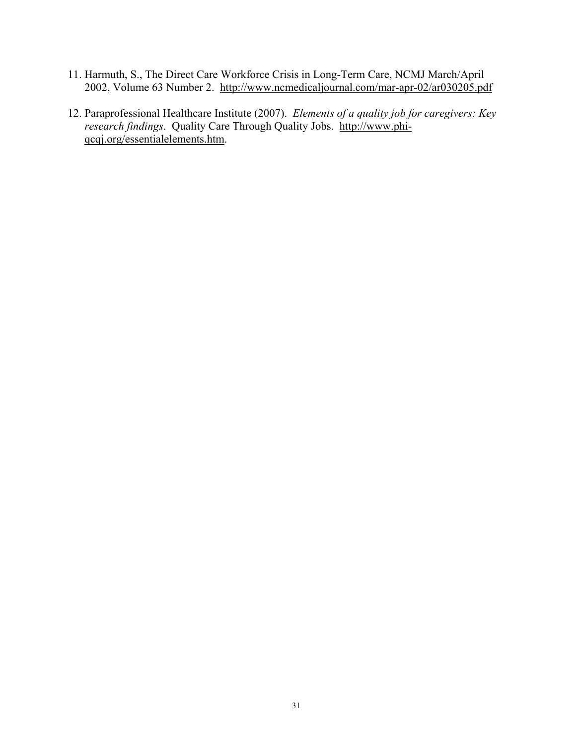11. Harmuth, S., The Direct Care Workforce Crisis in Long-Term Care, NCMJ March/April 2002, Volume 63 Number 2. http://www.ncmedicaljournal.com/mar-apr-02/ar030205.pdf

12. Paraprofessional Healthcare Institute (2007). *Elements of a quality job for caregivers: Key research findings*. Quality Care Through Quality Jobs. http://www.phi-qcqj.org/essentialelements.htm.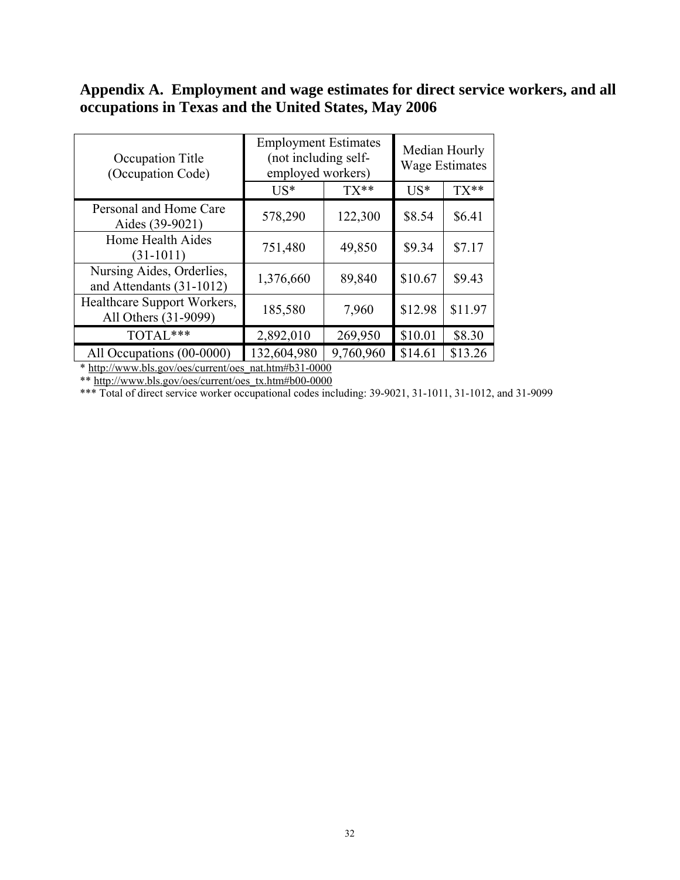## Appendix A. Employment and wage estimates for direct service workers, and all occupations in Texas and the United States, May 2006

| Occupation Title (Occupation Code) | Employment Estimates (not including self-employed workers) | | Median Hourly Wage Estimates | |
|---|---|---|---|---|
| | US* | TX** | US* | TX** |
| Personal and Home Care Aides (39-9021) | 578,290 | 122,300 | $8.54 | $6.41 |
| Home Health Aides (31-1011) | 751,480 | 49,850 | $9.34 | $7.17 |
| Nursing Aides, Orderlies, and Attendants (31-1012) | 1,376,660 | 89,840 | $10.67 | $9.43 |
| Healthcare Support Workers, All Others (31-9099) | 185,580 | 7,960 | $12.98 | $11.97 |
| TOTAL*** | 2,892,010 | 269,950 | $10.01 | $8.30 |
| All Occupations (00-0000) | 132,604,980 | 9,760,960 | $14.61 | $13.26 |

* http://www.bls.gov/oes/current/oes_nat.htm#b31-0000

** http://www.bls.gov/oes/current/oes_tx.htm#b00-0000

*** Total of direct service worker occupational codes including: 39-9021, 31-1011, 31-1012, and 31-9099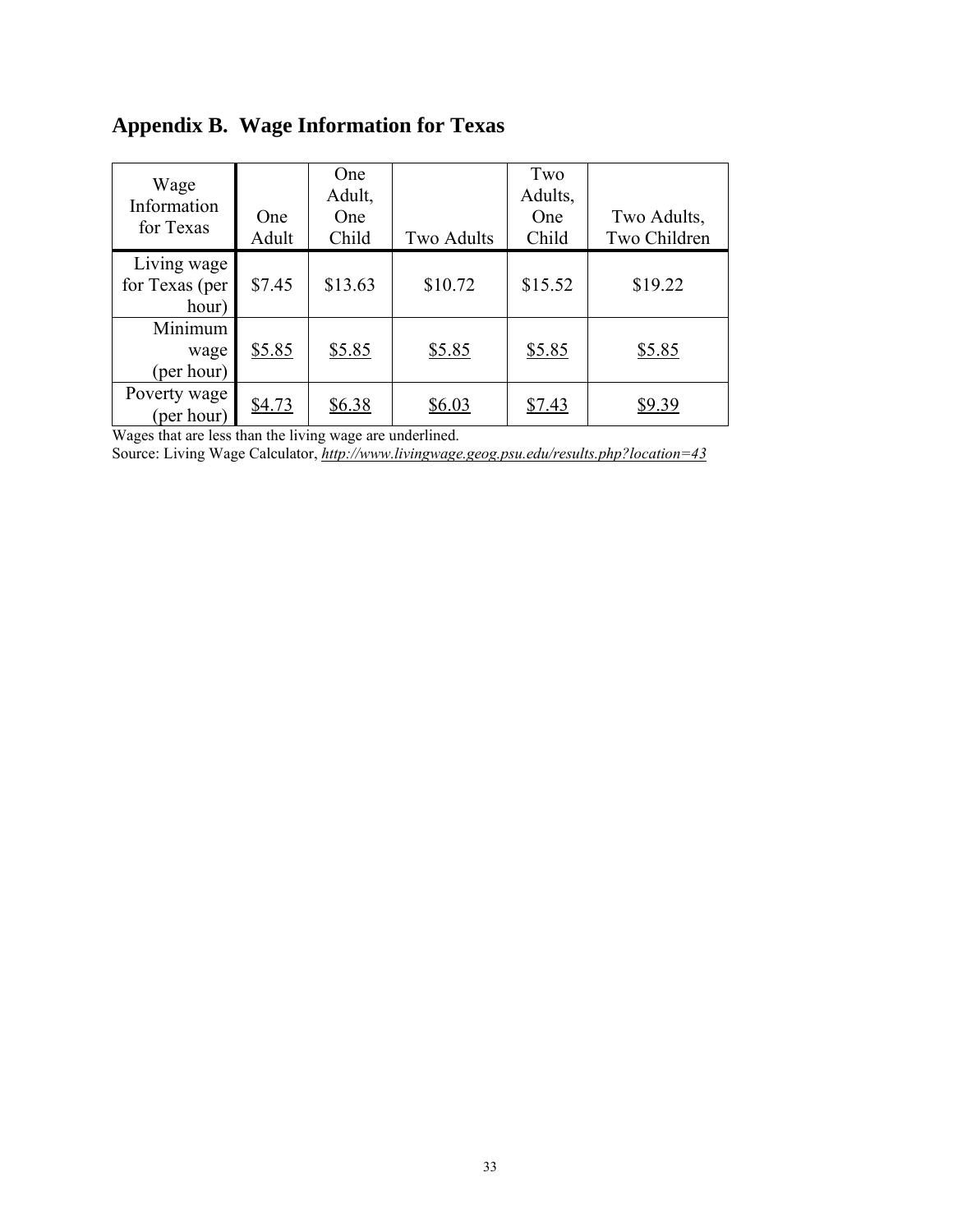## Appendix B. Wage Information for Texas

| Wage Information for Texas | One Adult | One Adult, One Child | Two Adults | Two Adults, One Child | Two Adults, Two Children |
|---|---|---|---|---|---|
| Living wage for Texas (per hour) | $7.45 | $13.63 | $10.72 | $15.52 | $19.22 |
| Minimum wage (per hour) | <u>$5.85</u> | <u>$5.85</u> | <u>$5.85</u> | <u>$5.85</u> | <u>$5.85</u> |
| Poverty wage (per hour) | <u>$4.73</u> | <u>$6.38</u> | <u>$6.03</u> | <u>$7.43</u> | <u>$9.39</u> |

Wages that are less than the living wage are underlined.
Source: Living Wage Calculator, *http://www.livingwage.geog.psu.edu/results.php?location=43*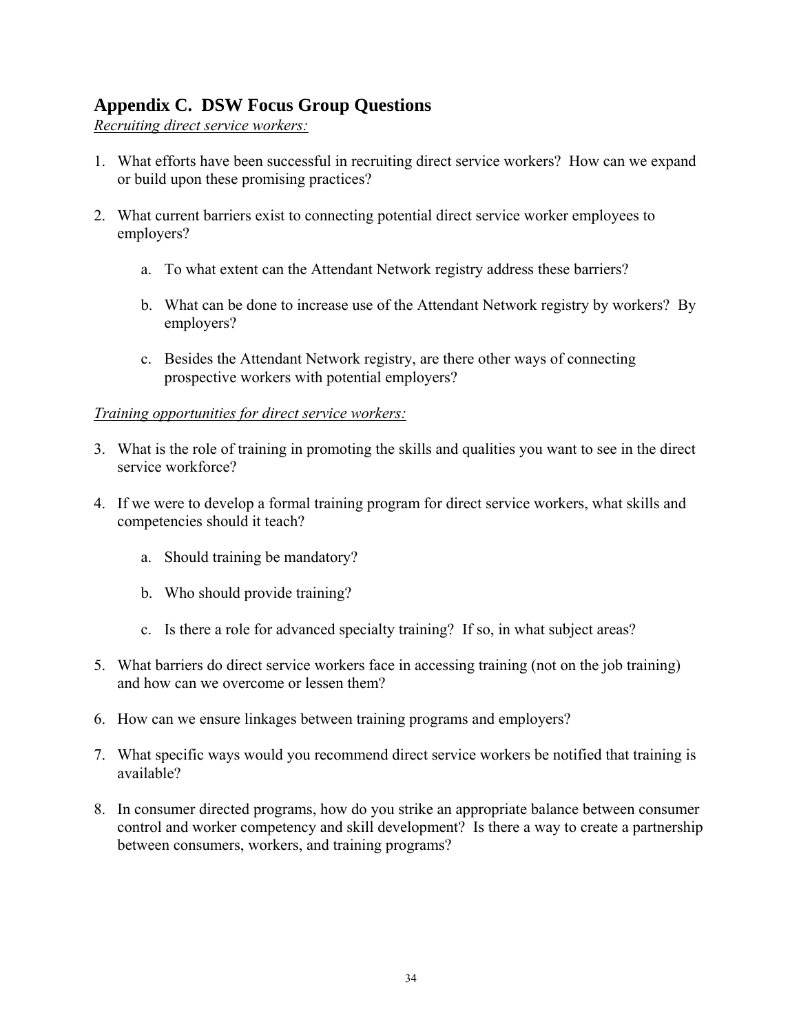## Appendix C. DSW Focus Group Questions

*Recruiting direct service workers:*

1. What efforts have been successful in recruiting direct service workers? How can we expand or build upon these promising practices?

2. What current barriers exist to connecting potential direct service worker employees to employers?

    a. To what extent can the Attendant Network registry address these barriers?

    b. What can be done to increase use of the Attendant Network registry by workers? By employers?

    c. Besides the Attendant Network registry, are there other ways of connecting prospective workers with potential employers?

*Training opportunities for direct service workers:*

3. What is the role of training in promoting the skills and qualities you want to see in the direct service workforce?

4. If we were to develop a formal training program for direct service workers, what skills and competencies should it teach?

    a. Should training be mandatory?

    b. Who should provide training?

    c. Is there a role for advanced specialty training? If so, in what subject areas?

5. What barriers do direct service workers face in accessing training (not on the job training) and how can we overcome or lessen them?

6. How can we ensure linkages between training programs and employers?

7. What specific ways would you recommend direct service workers be notified that training is available?

8. In consumer directed programs, how do you strike an appropriate balance between consumer control and worker competency and skill development? Is there a way to create a partnership between consumers, workers, and training programs?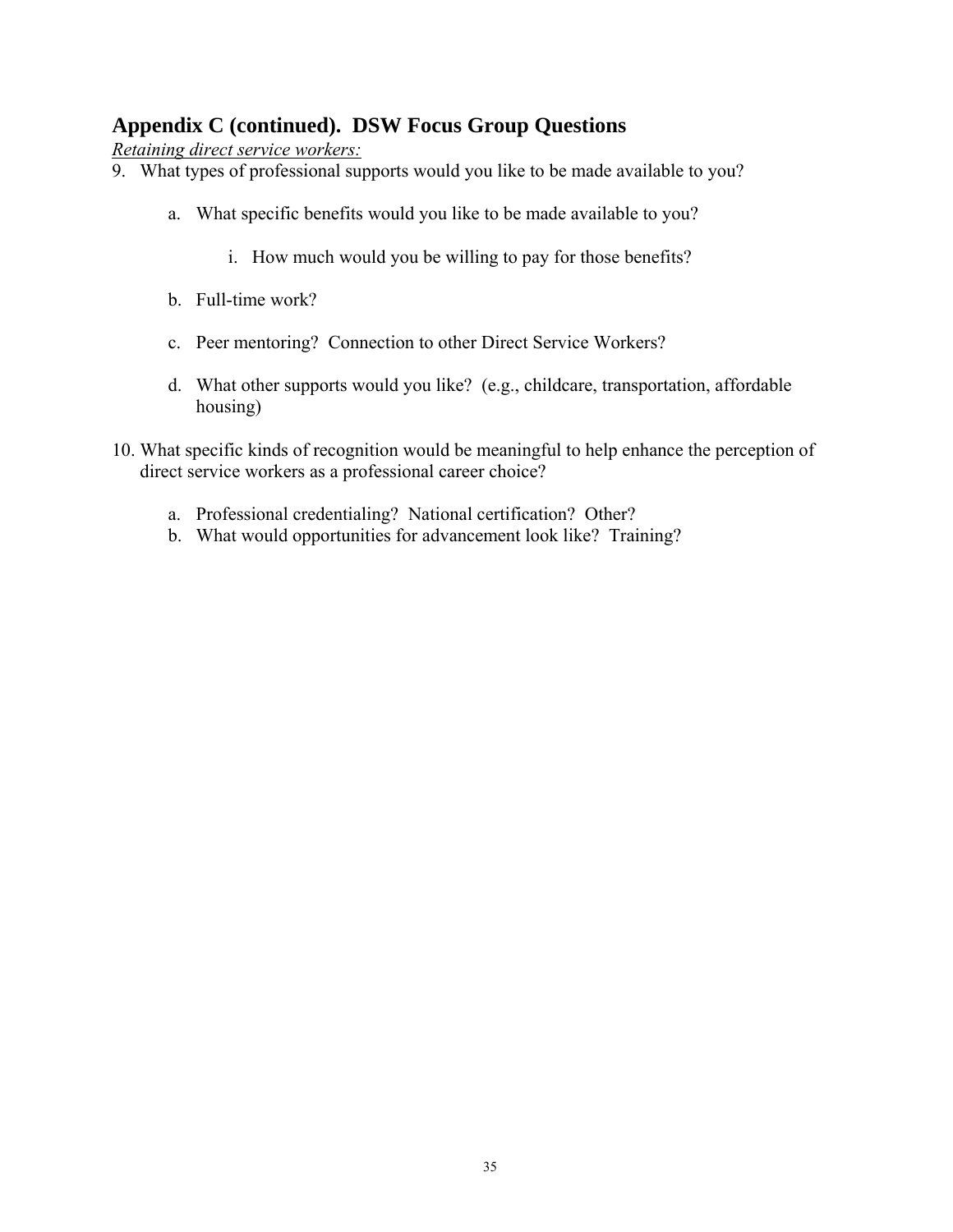## Appendix C (continued). DSW Focus Group Questions

*Retaining direct service workers:*

9. What types of professional supports would you like to be made available to you?

    a. What specific benefits would you like to be made available to you?

        i. How much would you be willing to pay for those benefits?

    b. Full-time work?

    c. Peer mentoring? Connection to other Direct Service Workers?

    d. What other supports would you like? (e.g., childcare, transportation, affordable housing)

10. What specific kinds of recognition would be meaningful to help enhance the perception of direct service workers as a professional career choice?

    a. Professional credentialing? National certification? Other?
    b. What would opportunities for advancement look like? Training?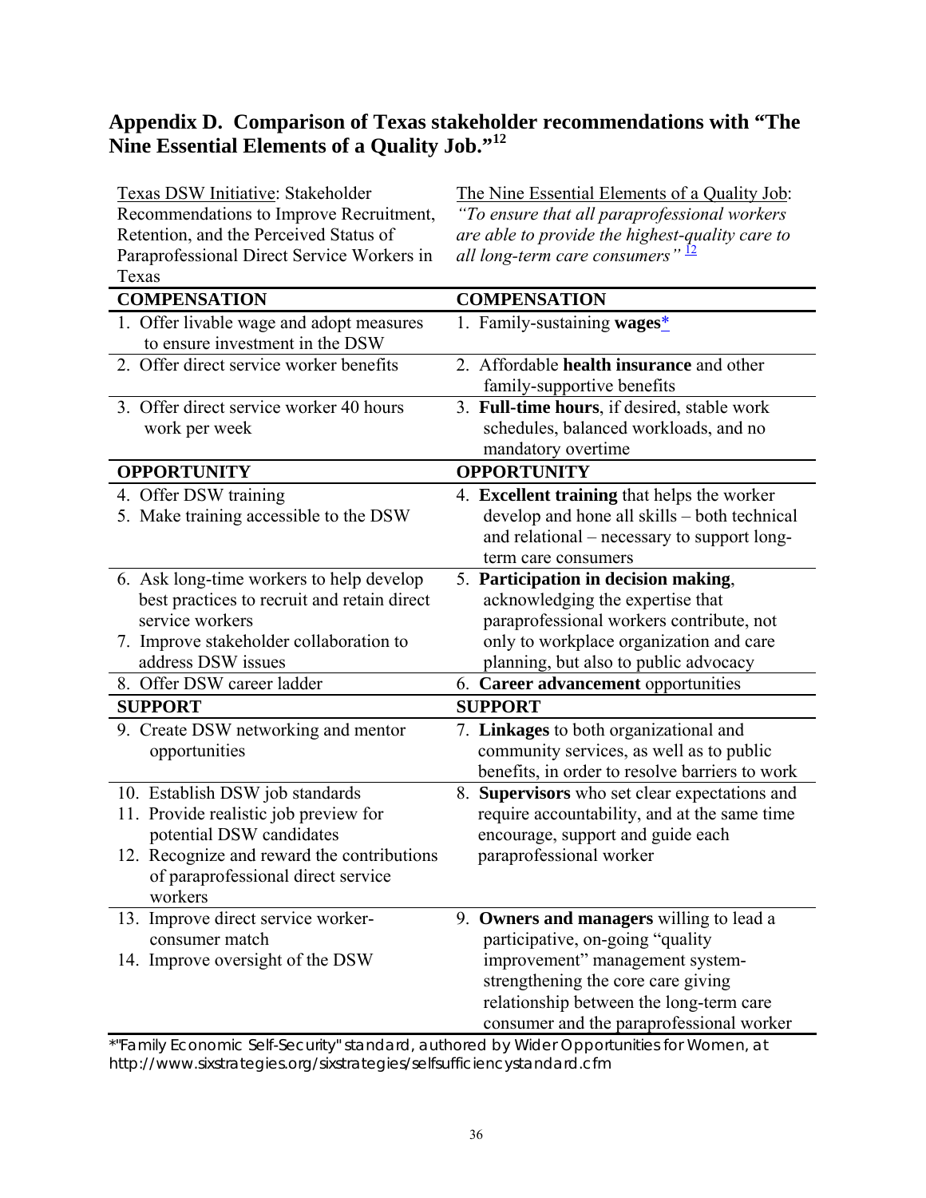## Appendix D. Comparison of Texas stakeholder recommendations with "The Nine Essential Elements of a Quality Job."[12]

| Texas DSW Initiative: Stakeholder Recommendations to Improve Recruitment, Retention, and the Perceived Status of Paraprofessional Direct Service Workers in Texas | The Nine Essential Elements of a Quality Job: *"To ensure that all paraprofessional workers are able to provide the highest-quality care to all long-term care consumers"* [12] |
|---|---|
| **COMPENSATION** | **COMPENSATION** |
| 1. Offer livable wage and adopt measures to ensure investment in the DSW | 1. Family-sustaining **wages***  |
| 2. Offer direct service worker benefits | 2. Affordable **health insurance** and other family-supportive benefits |
| 3. Offer direct service worker 40 hours work per week | 3. **Full-time hours**, if desired, stable work schedules, balanced workloads, and no mandatory overtime |
| **OPPORTUNITY** | **OPPORTUNITY** |
| 4. Offer DSW training<br>5. Make training accessible to the DSW | 4. **Excellent training** that helps the worker develop and hone all skills – both technical and relational – necessary to support long-term care consumers |
| 6. Ask long-time workers to help develop best practices to recruit and retain direct service workers<br>7. Improve stakeholder collaboration to address DSW issues | 5. **Participation in decision making**, acknowledging the expertise that paraprofessional workers contribute, not only to workplace organization and care planning, but also to public advocacy |
| 8. Offer DSW career ladder | 6. **Career advancement** opportunities |
| **SUPPORT** | **SUPPORT** |
| 9. Create DSW networking and mentor opportunities | 7. **Linkages** to both organizational and community services, as well as to public benefits, in order to resolve barriers to work |
| 10. Establish DSW job standards<br>11. Provide realistic job preview for potential DSW candidates<br>12. Recognize and reward the contributions of paraprofessional direct service workers | 8. **Supervisors** who set clear expectations and require accountability, and at the same time encourage, support and guide each paraprofessional worker |
| 13. Improve direct service worker-consumer match<br>14. Improve oversight of the DSW | 9. **Owners and managers** willing to lead a participative, on-going "quality improvement" management system-strengthening the core care giving relationship between the long-term care consumer and the paraprofessional worker |

*"Family Economic Self-Security" standard, authored by Wider Opportunities for Women, at http://www.sixstrategies.org/sixstrategies/selfsufficiencystandard.cfm